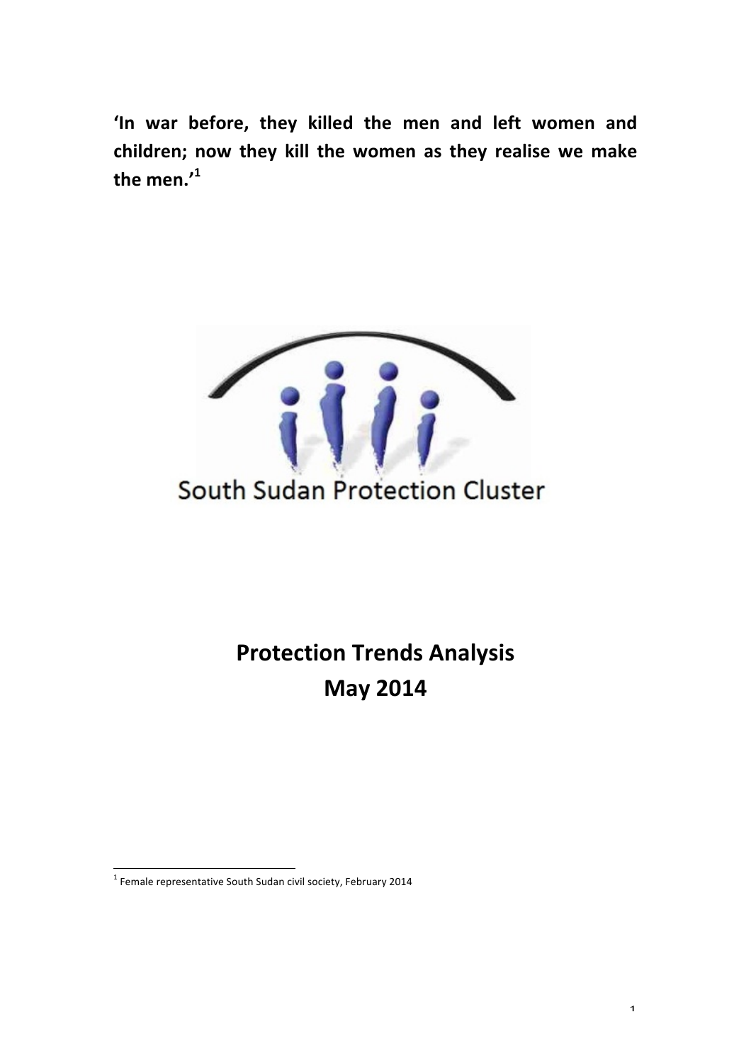**'In war before, they killed the men and left women and children; now they kill the women as they realise we make the men.'[1]**

South Sudan Protection Cluster

# Protection Trends Analysis
# May 2014

[1] Female representative South Sudan civil society, February 2014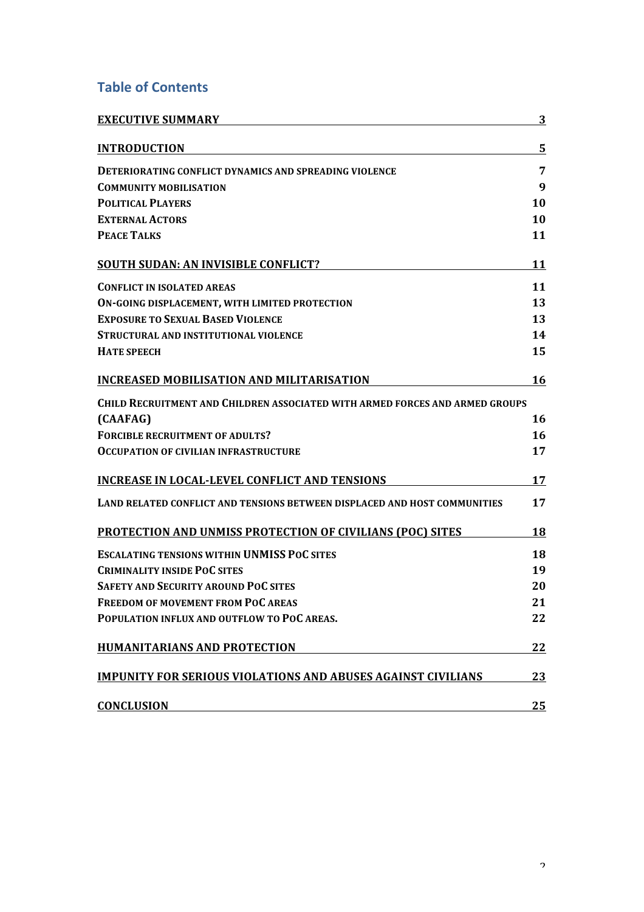## Table of Contents

| | |
|---|---|
| **EXECUTIVE SUMMARY** | **3** |
| **INTRODUCTION** | **5** |
| **DETERIORATING CONFLICT DYNAMICS AND SPREADING VIOLENCE** | **7** |
| **COMMUNITY MOBILISATION** | **9** |
| **POLITICAL PLAYERS** | **10** |
| **EXTERNAL ACTORS** | **10** |
| **PEACE TALKS** | **11** |
| **SOUTH SUDAN: AN INVISIBLE CONFLICT?** | **11** |
| **CONFLICT IN ISOLATED AREAS** | **11** |
| **ON-GOING DISPLACEMENT, WITH LIMITED PROTECTION** | **13** |
| **EXPOSURE TO SEXUAL BASED VIOLENCE** | **13** |
| **STRUCTURAL AND INSTITUTIONAL VIOLENCE** | **14** |
| **HATE SPEECH** | **15** |
| **INCREASED MOBILISATION AND MILITARISATION** | **16** |
| **CHILD RECRUITMENT AND CHILDREN ASSOCIATED WITH ARMED FORCES AND ARMED GROUPS (CAAFAG)** | **16** |
| **FORCIBLE RECRUITMENT OF ADULTS?** | **16** |
| **OCCUPATION OF CIVILIAN INFRASTRUCTURE** | **17** |
| **INCREASE IN LOCAL-LEVEL CONFLICT AND TENSIONS** | **17** |
| **LAND RELATED CONFLICT AND TENSIONS BETWEEN DISPLACED AND HOST COMMUNITIES** | **17** |
| **PROTECTION AND UNMISS PROTECTION OF CIVILIANS (POC) SITES** | **18** |
| **ESCALATING TENSIONS WITHIN UNMISS POC SITES** | **18** |
| **CRIMINALITY INSIDE POC SITES** | **19** |
| **SAFETY AND SECURITY AROUND POC SITES** | **20** |
| **FREEDOM OF MOVEMENT FROM POC AREAS** | **21** |
| **POPULATION INFLUX AND OUTFLOW TO POC AREAS.** | **22** |
| **HUMANITARIANS AND PROTECTION** | **22** |
| **IMPUNITY FOR SERIOUS VIOLATIONS AND ABUSES AGAINST CIVILIANS** | **23** |
| **CONCLUSION** | **25** |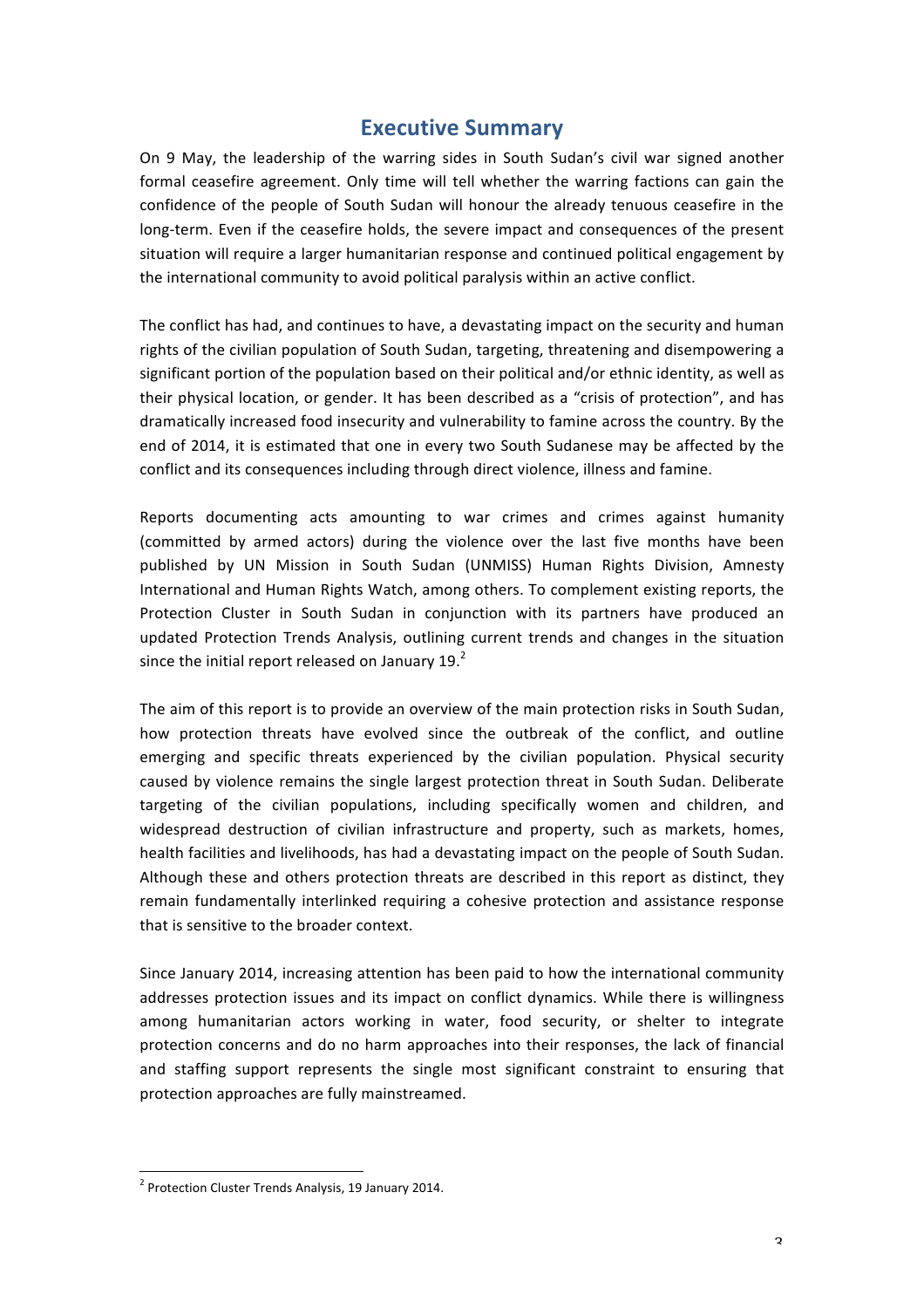# Executive Summary

On 9 May, the leadership of the warring sides in South Sudan's civil war signed another formal ceasefire agreement. Only time will tell whether the warring factions can gain the confidence of the people of South Sudan will honour the already tenuous ceasefire in the long-term. Even if the ceasefire holds, the severe impact and consequences of the present situation will require a larger humanitarian response and continued political engagement by the international community to avoid political paralysis within an active conflict.

The conflict has had, and continues to have, a devastating impact on the security and human rights of the civilian population of South Sudan, targeting, threatening and disempowering a significant portion of the population based on their political and/or ethnic identity, as well as their physical location, or gender. It has been described as a "crisis of protection", and has dramatically increased food insecurity and vulnerability to famine across the country. By the end of 2014, it is estimated that one in every two South Sudanese may be affected by the conflict and its consequences including through direct violence, illness and famine.

Reports documenting acts amounting to war crimes and crimes against humanity (committed by armed actors) during the violence over the last five months have been published by UN Mission in South Sudan (UNMISS) Human Rights Division, Amnesty International and Human Rights Watch, among others. To complement existing reports, the Protection Cluster in South Sudan in conjunction with its partners have produced an updated Protection Trends Analysis, outlining current trends and changes in the situation since the initial report released on January 19.[2]

The aim of this report is to provide an overview of the main protection risks in South Sudan, how protection threats have evolved since the outbreak of the conflict, and outline emerging and specific threats experienced by the civilian population. Physical security caused by violence remains the single largest protection threat in South Sudan. Deliberate targeting of the civilian populations, including specifically women and children, and widespread destruction of civilian infrastructure and property, such as markets, homes, health facilities and livelihoods, has had a devastating impact on the people of South Sudan. Although these and others protection threats are described in this report as distinct, they remain fundamentally interlinked requiring a cohesive protection and assistance response that is sensitive to the broader context.

Since January 2014, increasing attention has been paid to how the international community addresses protection issues and its impact on conflict dynamics. While there is willingness among humanitarian actors working in water, food security, or shelter to integrate protection concerns and do no harm approaches into their responses, the lack of financial and staffing support represents the single most significant constraint to ensuring that protection approaches are fully mainstreamed.

[2] Protection Cluster Trends Analysis, 19 January 2014.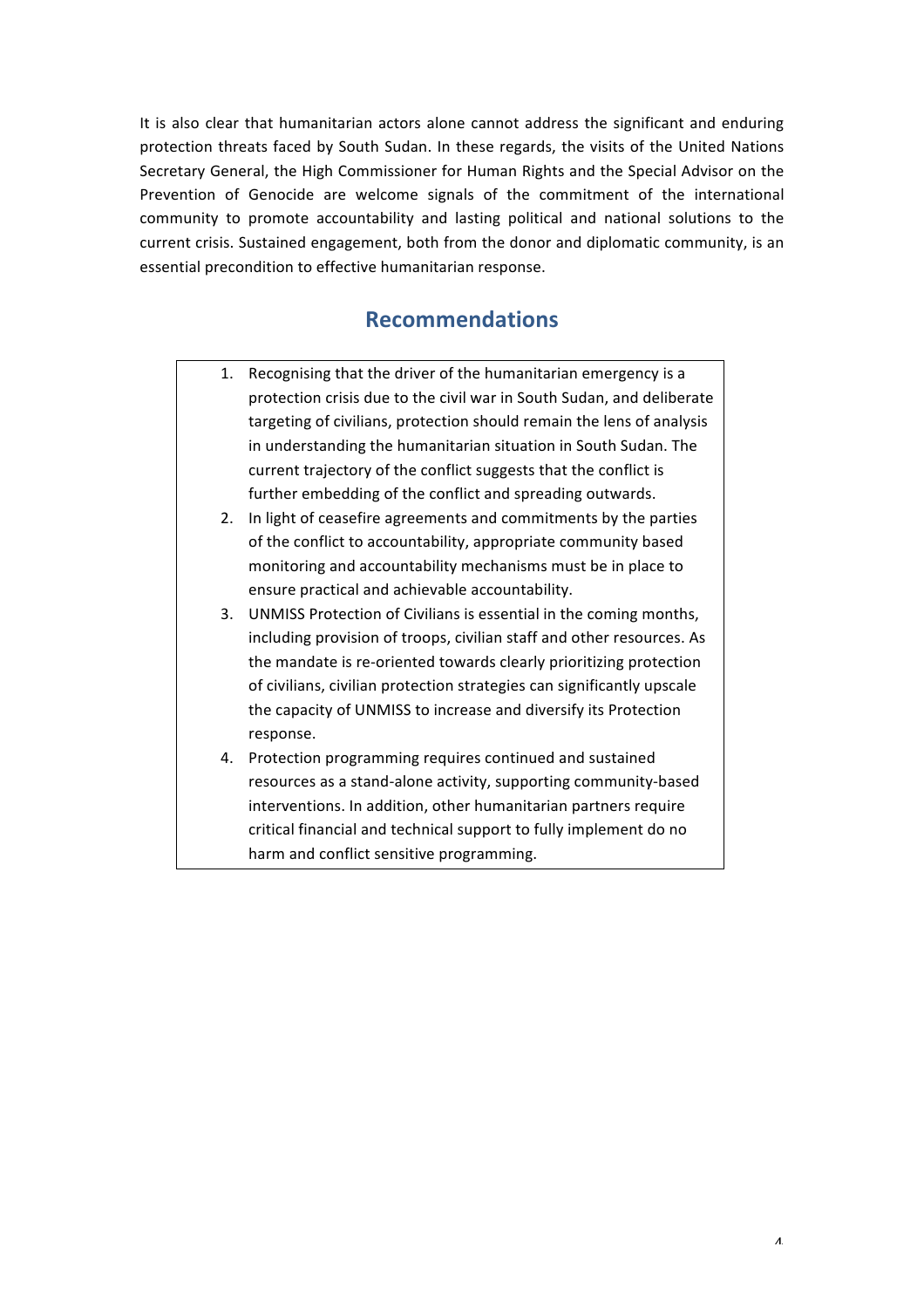It is also clear that humanitarian actors alone cannot address the significant and enduring protection threats faced by South Sudan. In these regards, the visits of the United Nations Secretary General, the High Commissioner for Human Rights and the Special Advisor on the Prevention of Genocide are welcome signals of the commitment of the international community to promote accountability and lasting political and national solutions to the current crisis. Sustained engagement, both from the donor and diplomatic community, is an essential precondition to effective humanitarian response.

## Recommendations

1. Recognising that the driver of the humanitarian emergency is a protection crisis due to the civil war in South Sudan, and deliberate targeting of civilians, protection should remain the lens of analysis in understanding the humanitarian situation in South Sudan. The current trajectory of the conflict suggests that the conflict is further embedding of the conflict and spreading outwards.
2. In light of ceasefire agreements and commitments by the parties of the conflict to accountability, appropriate community based monitoring and accountability mechanisms must be in place to ensure practical and achievable accountability.
3. UNMISS Protection of Civilians is essential in the coming months, including provision of troops, civilian staff and other resources. As the mandate is re-oriented towards clearly prioritizing protection of civilians, civilian protection strategies can significantly upscale the capacity of UNMISS to increase and diversify its Protection response.
4. Protection programming requires continued and sustained resources as a stand-alone activity, supporting community-based interventions. In addition, other humanitarian partners require critical financial and technical support to fully implement do no harm and conflict sensitive programming.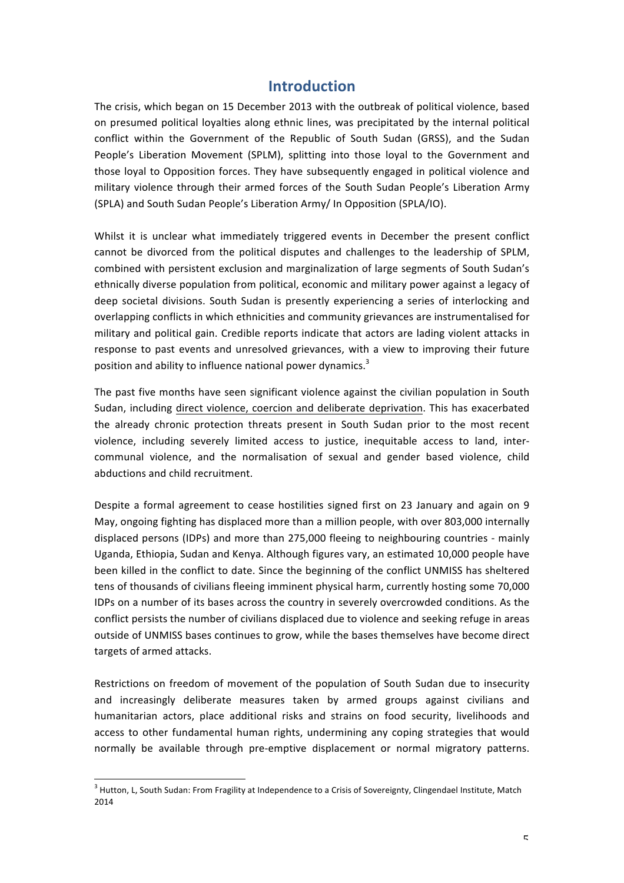# Introduction

The crisis, which began on 15 December 2013 with the outbreak of political violence, based on presumed political loyalties along ethnic lines, was precipitated by the internal political conflict within the Government of the Republic of South Sudan (GRSS), and the Sudan People's Liberation Movement (SPLM), splitting into those loyal to the Government and those loyal to Opposition forces. They have subsequently engaged in political violence and military violence through their armed forces of the South Sudan People's Liberation Army (SPLA) and South Sudan People's Liberation Army/ In Opposition (SPLA/IO).

Whilst it is unclear what immediately triggered events in December the present conflict cannot be divorced from the political disputes and challenges to the leadership of SPLM, combined with persistent exclusion and marginalization of large segments of South Sudan's ethnically diverse population from political, economic and military power against a legacy of deep societal divisions. South Sudan is presently experiencing a series of interlocking and overlapping conflicts in which ethnicities and community grievances are instrumentalised for military and political gain. Credible reports indicate that actors are lading violent attacks in response to past events and unresolved grievances, with a view to improving their future position and ability to influence national power dynamics.[3]

The past five months have seen significant violence against the civilian population in South Sudan, including direct violence, coercion and deliberate deprivation. This has exacerbated the already chronic protection threats present in South Sudan prior to the most recent violence, including severely limited access to justice, inequitable access to land, inter-communal violence, and the normalisation of sexual and gender based violence, child abductions and child recruitment.

Despite a formal agreement to cease hostilities signed first on 23 January and again on 9 May, ongoing fighting has displaced more than a million people, with over 803,000 internally displaced persons (IDPs) and more than 275,000 fleeing to neighbouring countries - mainly Uganda, Ethiopia, Sudan and Kenya. Although figures vary, an estimated 10,000 people have been killed in the conflict to date. Since the beginning of the conflict UNMISS has sheltered tens of thousands of civilians fleeing imminent physical harm, currently hosting some 70,000 IDPs on a number of its bases across the country in severely overcrowded conditions. As the conflict persists the number of civilians displaced due to violence and seeking refuge in areas outside of UNMISS bases continues to grow, while the bases themselves have become direct targets of armed attacks.

Restrictions on freedom of movement of the population of South Sudan due to insecurity and increasingly deliberate measures taken by armed groups against civilians and humanitarian actors, place additional risks and strains on food security, livelihoods and access to other fundamental human rights, undermining any coping strategies that would normally be available through pre-emptive displacement or normal migratory patterns.

[3] Hutton, L, South Sudan: From Fragility at Independence to a Crisis of Sovereignty, Clingendael Institute, Match 2014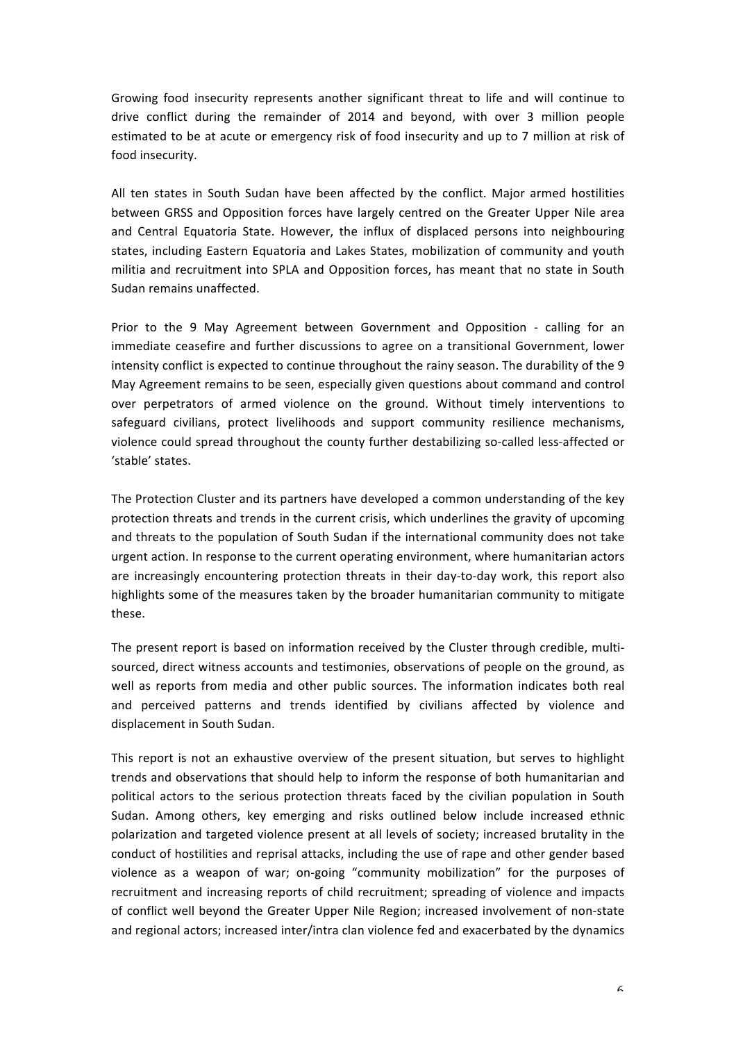Growing food insecurity represents another significant threat to life and will continue to drive conflict during the remainder of 2014 and beyond, with over 3 million people estimated to be at acute or emergency risk of food insecurity and up to 7 million at risk of food insecurity.

All ten states in South Sudan have been affected by the conflict. Major armed hostilities between GRSS and Opposition forces have largely centred on the Greater Upper Nile area and Central Equatoria State. However, the influx of displaced persons into neighbouring states, including Eastern Equatoria and Lakes States, mobilization of community and youth militia and recruitment into SPLA and Opposition forces, has meant that no state in South Sudan remains unaffected.

Prior to the 9 May Agreement between Government and Opposition - calling for an immediate ceasefire and further discussions to agree on a transitional Government, lower intensity conflict is expected to continue throughout the rainy season. The durability of the 9 May Agreement remains to be seen, especially given questions about command and control over perpetrators of armed violence on the ground. Without timely interventions to safeguard civilians, protect livelihoods and support community resilience mechanisms, violence could spread throughout the county further destabilizing so-called less-affected or 'stable' states.

The Protection Cluster and its partners have developed a common understanding of the key protection threats and trends in the current crisis, which underlines the gravity of upcoming and threats to the population of South Sudan if the international community does not take urgent action. In response to the current operating environment, where humanitarian actors are increasingly encountering protection threats in their day-to-day work, this report also highlights some of the measures taken by the broader humanitarian community to mitigate these.

The present report is based on information received by the Cluster through credible, multi-sourced, direct witness accounts and testimonies, observations of people on the ground, as well as reports from media and other public sources. The information indicates both real and perceived patterns and trends identified by civilians affected by violence and displacement in South Sudan.

This report is not an exhaustive overview of the present situation, but serves to highlight trends and observations that should help to inform the response of both humanitarian and political actors to the serious protection threats faced by the civilian population in South Sudan. Among others, key emerging and risks outlined below include increased ethnic polarization and targeted violence present at all levels of society; increased brutality in the conduct of hostilities and reprisal attacks, including the use of rape and other gender based violence as a weapon of war; on-going "community mobilization" for the purposes of recruitment and increasing reports of child recruitment; spreading of violence and impacts of conflict well beyond the Greater Upper Nile Region; increased involvement of non-state and regional actors; increased inter/intra clan violence fed and exacerbated by the dynamics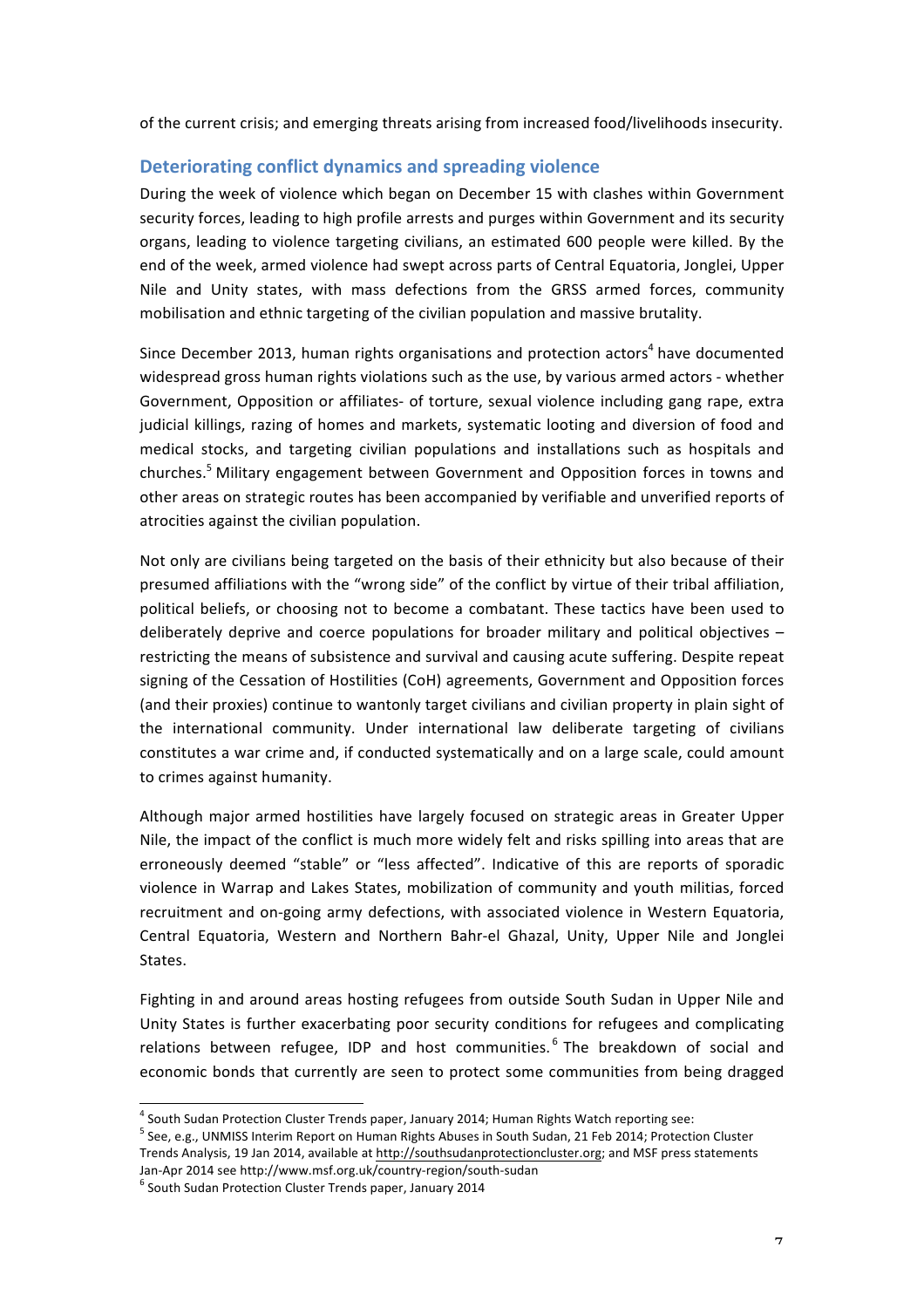of the current crisis; and emerging threats arising from increased food/livelihoods insecurity.

## Deteriorating conflict dynamics and spreading violence

During the week of violence which began on December 15 with clashes within Government security forces, leading to high profile arrests and purges within Government and its security organs, leading to violence targeting civilians, an estimated 600 people were killed. By the end of the week, armed violence had swept across parts of Central Equatoria, Jonglei, Upper Nile and Unity states, with mass defections from the GRSS armed forces, community mobilisation and ethnic targeting of the civilian population and massive brutality.

Since December 2013, human rights organisations and protection actors[4] have documented widespread gross human rights violations such as the use, by various armed actors - whether Government, Opposition or affiliates- of torture, sexual violence including gang rape, extra judicial killings, razing of homes and markets, systematic looting and diversion of food and medical stocks, and targeting civilian populations and installations such as hospitals and churches.[5] Military engagement between Government and Opposition forces in towns and other areas on strategic routes has been accompanied by verifiable and unverified reports of atrocities against the civilian population.

Not only are civilians being targeted on the basis of their ethnicity but also because of their presumed affiliations with the "wrong side" of the conflict by virtue of their tribal affiliation, political beliefs, or choosing not to become a combatant. These tactics have been used to deliberately deprive and coerce populations for broader military and political objectives – restricting the means of subsistence and survival and causing acute suffering. Despite repeat signing of the Cessation of Hostilities (CoH) agreements, Government and Opposition forces (and their proxies) continue to wantonly target civilians and civilian property in plain sight of the international community. Under international law deliberate targeting of civilians constitutes a war crime and, if conducted systematically and on a large scale, could amount to crimes against humanity.

Although major armed hostilities have largely focused on strategic areas in Greater Upper Nile, the impact of the conflict is much more widely felt and risks spilling into areas that are erroneously deemed "stable" or "less affected". Indicative of this are reports of sporadic violence in Warrap and Lakes States, mobilization of community and youth militias, forced recruitment and on-going army defections, with associated violence in Western Equatoria, Central Equatoria, Western and Northern Bahr-el Ghazal, Unity, Upper Nile and Jonglei States.

Fighting in and around areas hosting refugees from outside South Sudan in Upper Nile and Unity States is further exacerbating poor security conditions for refugees and complicating relations between refugee, IDP and host communities.[6] The breakdown of social and economic bonds that currently are seen to protect some communities from being dragged

---

[4] South Sudan Protection Cluster Trends paper, January 2014; Human Rights Watch reporting see:

[5] See, e.g., UNMISS Interim Report on Human Rights Abuses in South Sudan, 21 Feb 2014; Protection Cluster Trends Analysis, 19 Jan 2014, available at http://southsudanprotectioncluster.org; and MSF press statements Jan-Apr 2014 see http://www.msf.org.uk/country-region/south-sudan

[6] South Sudan Protection Cluster Trends paper, January 2014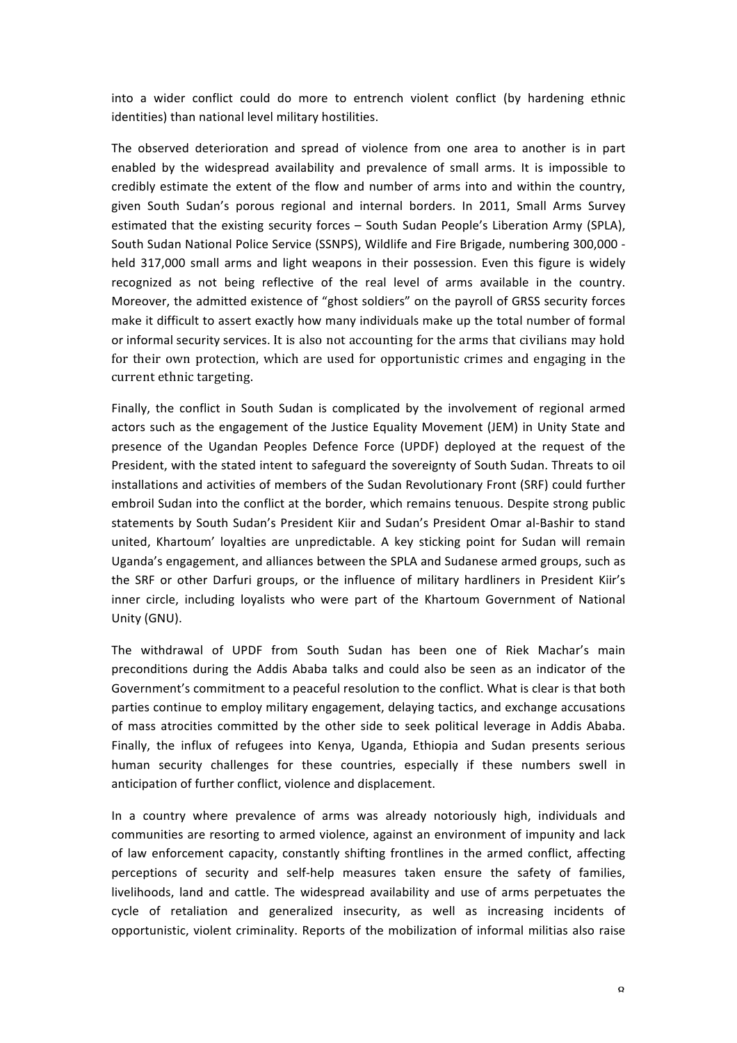into a wider conflict could do more to entrench violent conflict (by hardening ethnic identities) than national level military hostilities.

The observed deterioration and spread of violence from one area to another is in part enabled by the widespread availability and prevalence of small arms. It is impossible to credibly estimate the extent of the flow and number of arms into and within the country, given South Sudan's porous regional and internal borders. In 2011, Small Arms Survey estimated that the existing security forces – South Sudan People's Liberation Army (SPLA), South Sudan National Police Service (SSNPS), Wildlife and Fire Brigade, numbering 300,000 - held 317,000 small arms and light weapons in their possession. Even this figure is widely recognized as not being reflective of the real level of arms available in the country. Moreover, the admitted existence of "ghost soldiers" on the payroll of GRSS security forces make it difficult to assert exactly how many individuals make up the total number of formal or informal security services. It is also not accounting for the arms that civilians may hold for their own protection, which are used for opportunistic crimes and engaging in the current ethnic targeting.

Finally, the conflict in South Sudan is complicated by the involvement of regional armed actors such as the engagement of the Justice Equality Movement (JEM) in Unity State and presence of the Ugandan Peoples Defence Force (UPDF) deployed at the request of the President, with the stated intent to safeguard the sovereignty of South Sudan. Threats to oil installations and activities of members of the Sudan Revolutionary Front (SRF) could further embroil Sudan into the conflict at the border, which remains tenuous. Despite strong public statements by South Sudan's President Kiir and Sudan's President Omar al-Bashir to stand united, Khartoum' loyalties are unpredictable. A key sticking point for Sudan will remain Uganda's engagement, and alliances between the SPLA and Sudanese armed groups, such as the SRF or other Darfuri groups, or the influence of military hardliners in President Kiir's inner circle, including loyalists who were part of the Khartoum Government of National Unity (GNU).

The withdrawal of UPDF from South Sudan has been one of Riek Machar's main preconditions during the Addis Ababa talks and could also be seen as an indicator of the Government's commitment to a peaceful resolution to the conflict. What is clear is that both parties continue to employ military engagement, delaying tactics, and exchange accusations of mass atrocities committed by the other side to seek political leverage in Addis Ababa. Finally, the influx of refugees into Kenya, Uganda, Ethiopia and Sudan presents serious human security challenges for these countries, especially if these numbers swell in anticipation of further conflict, violence and displacement.

In a country where prevalence of arms was already notoriously high, individuals and communities are resorting to armed violence, against an environment of impunity and lack of law enforcement capacity, constantly shifting frontlines in the armed conflict, affecting perceptions of security and self-help measures taken ensure the safety of families, livelihoods, land and cattle. The widespread availability and use of arms perpetuates the cycle of retaliation and generalized insecurity, as well as increasing incidents of opportunistic, violent criminality. Reports of the mobilization of informal militias also raise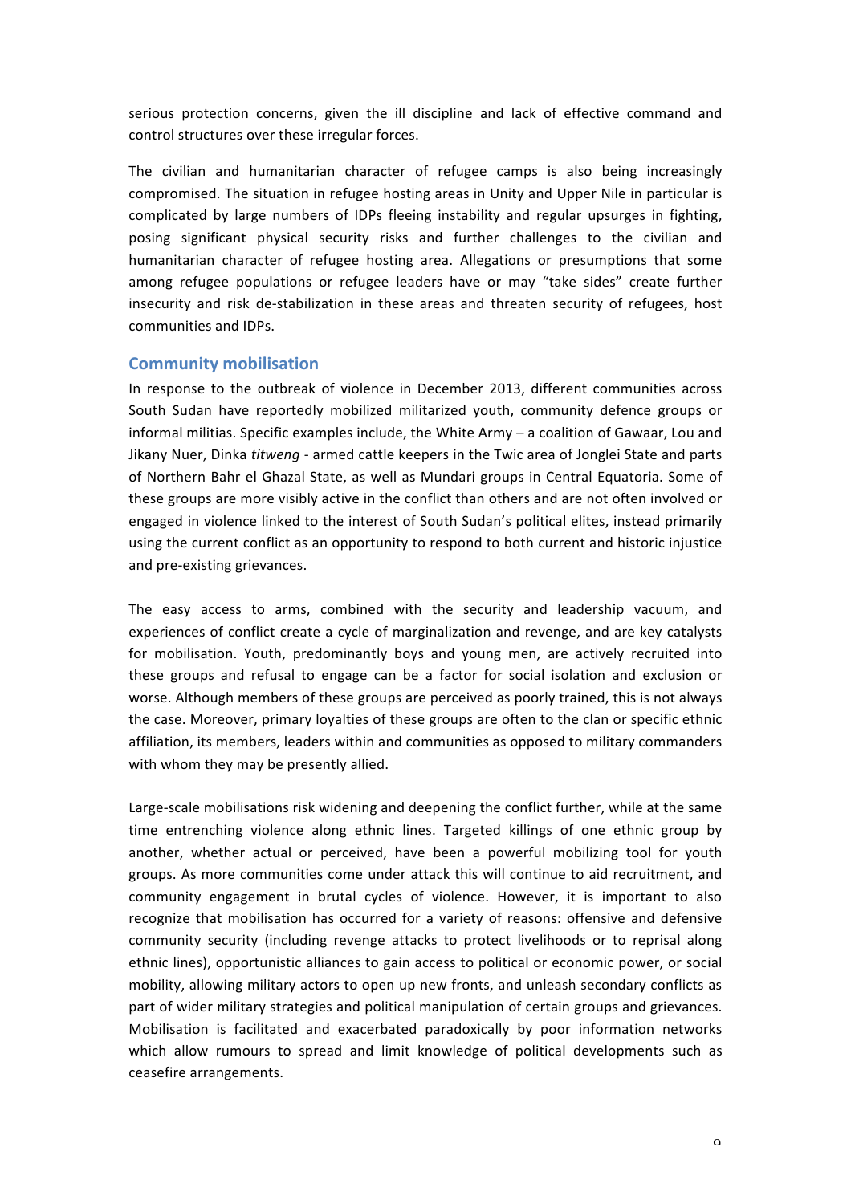serious protection concerns, given the ill discipline and lack of effective command and control structures over these irregular forces.

The civilian and humanitarian character of refugee camps is also being increasingly compromised. The situation in refugee hosting areas in Unity and Upper Nile in particular is complicated by large numbers of IDPs fleeing instability and regular upsurges in fighting, posing significant physical security risks and further challenges to the civilian and humanitarian character of refugee hosting area. Allegations or presumptions that some among refugee populations or refugee leaders have or may "take sides" create further insecurity and risk de-stabilization in these areas and threaten security of refugees, host communities and IDPs.

## Community mobilisation

In response to the outbreak of violence in December 2013, different communities across South Sudan have reportedly mobilized militarized youth, community defence groups or informal militias. Specific examples include, the White Army – a coalition of Gawaar, Lou and Jikany Nuer, Dinka *titweng* - armed cattle keepers in the Twic area of Jonglei State and parts of Northern Bahr el Ghazal State, as well as Mundari groups in Central Equatoria. Some of these groups are more visibly active in the conflict than others and are not often involved or engaged in violence linked to the interest of South Sudan's political elites, instead primarily using the current conflict as an opportunity to respond to both current and historic injustice and pre-existing grievances.

The easy access to arms, combined with the security and leadership vacuum, and experiences of conflict create a cycle of marginalization and revenge, and are key catalysts for mobilisation. Youth, predominantly boys and young men, are actively recruited into these groups and refusal to engage can be a factor for social isolation and exclusion or worse. Although members of these groups are perceived as poorly trained, this is not always the case. Moreover, primary loyalties of these groups are often to the clan or specific ethnic affiliation, its members, leaders within and communities as opposed to military commanders with whom they may be presently allied.

Large-scale mobilisations risk widening and deepening the conflict further, while at the same time entrenching violence along ethnic lines. Targeted killings of one ethnic group by another, whether actual or perceived, have been a powerful mobilizing tool for youth groups. As more communities come under attack this will continue to aid recruitment, and community engagement in brutal cycles of violence. However, it is important to also recognize that mobilisation has occurred for a variety of reasons: offensive and defensive community security (including revenge attacks to protect livelihoods or to reprisal along ethnic lines), opportunistic alliances to gain access to political or economic power, or social mobility, allowing military actors to open up new fronts, and unleash secondary conflicts as part of wider military strategies and political manipulation of certain groups and grievances. Mobilisation is facilitated and exacerbated paradoxically by poor information networks which allow rumours to spread and limit knowledge of political developments such as ceasefire arrangements.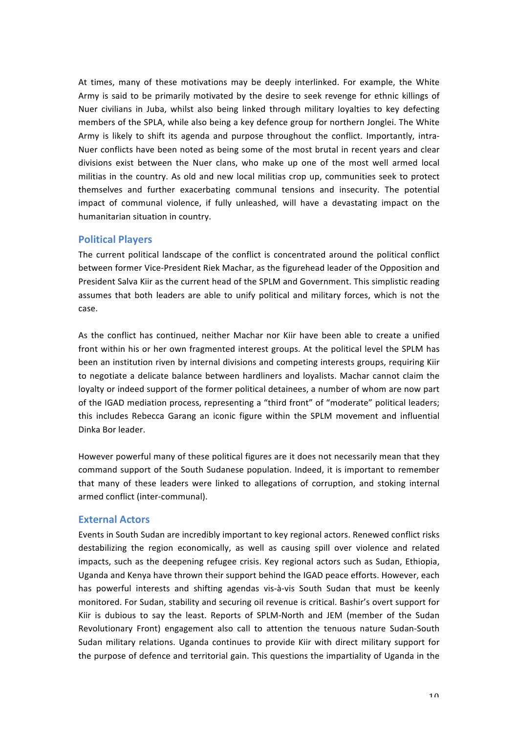At times, many of these motivations may be deeply interlinked. For example, the White Army is said to be primarily motivated by the desire to seek revenge for ethnic killings of Nuer civilians in Juba, whilst also being linked through military loyalties to key defecting members of the SPLA, while also being a key defence group for northern Jonglei. The White Army is likely to shift its agenda and purpose throughout the conflict. Importantly, intra-Nuer conflicts have been noted as being some of the most brutal in recent years and clear divisions exist between the Nuer clans, who make up one of the most well armed local militias in the country. As old and new local militias crop up, communities seek to protect themselves and further exacerbating communal tensions and insecurity. The potential impact of communal violence, if fully unleashed, will have a devastating impact on the humanitarian situation in country.

## Political Players

The current political landscape of the conflict is concentrated around the political conflict between former Vice-President Riek Machar, as the figurehead leader of the Opposition and President Salva Kiir as the current head of the SPLM and Government. This simplistic reading assumes that both leaders are able to unify political and military forces, which is not the case.

As the conflict has continued, neither Machar nor Kiir have been able to create a unified front within his or her own fragmented interest groups. At the political level the SPLM has been an institution riven by internal divisions and competing interests groups, requiring Kiir to negotiate a delicate balance between hardliners and loyalists. Machar cannot claim the loyalty or indeed support of the former political detainees, a number of whom are now part of the IGAD mediation process, representing a "third front" of "moderate" political leaders; this includes Rebecca Garang an iconic figure within the SPLM movement and influential Dinka Bor leader.

However powerful many of these political figures are it does not necessarily mean that they command support of the South Sudanese population. Indeed, it is important to remember that many of these leaders were linked to allegations of corruption, and stoking internal armed conflict (inter-communal).

## External Actors

Events in South Sudan are incredibly important to key regional actors. Renewed conflict risks destabilizing the region economically, as well as causing spill over violence and related impacts, such as the deepening refugee crisis. Key regional actors such as Sudan, Ethiopia, Uganda and Kenya have thrown their support behind the IGAD peace efforts. However, each has powerful interests and shifting agendas vis-à-vis South Sudan that must be keenly monitored. For Sudan, stability and securing oil revenue is critical. Bashir's overt support for Kiir is dubious to say the least. Reports of SPLM-North and JEM (member of the Sudan Revolutionary Front) engagement also call to attention the tenuous nature Sudan-South Sudan military relations. Uganda continues to provide Kiir with direct military support for the purpose of defence and territorial gain. This questions the impartiality of Uganda in the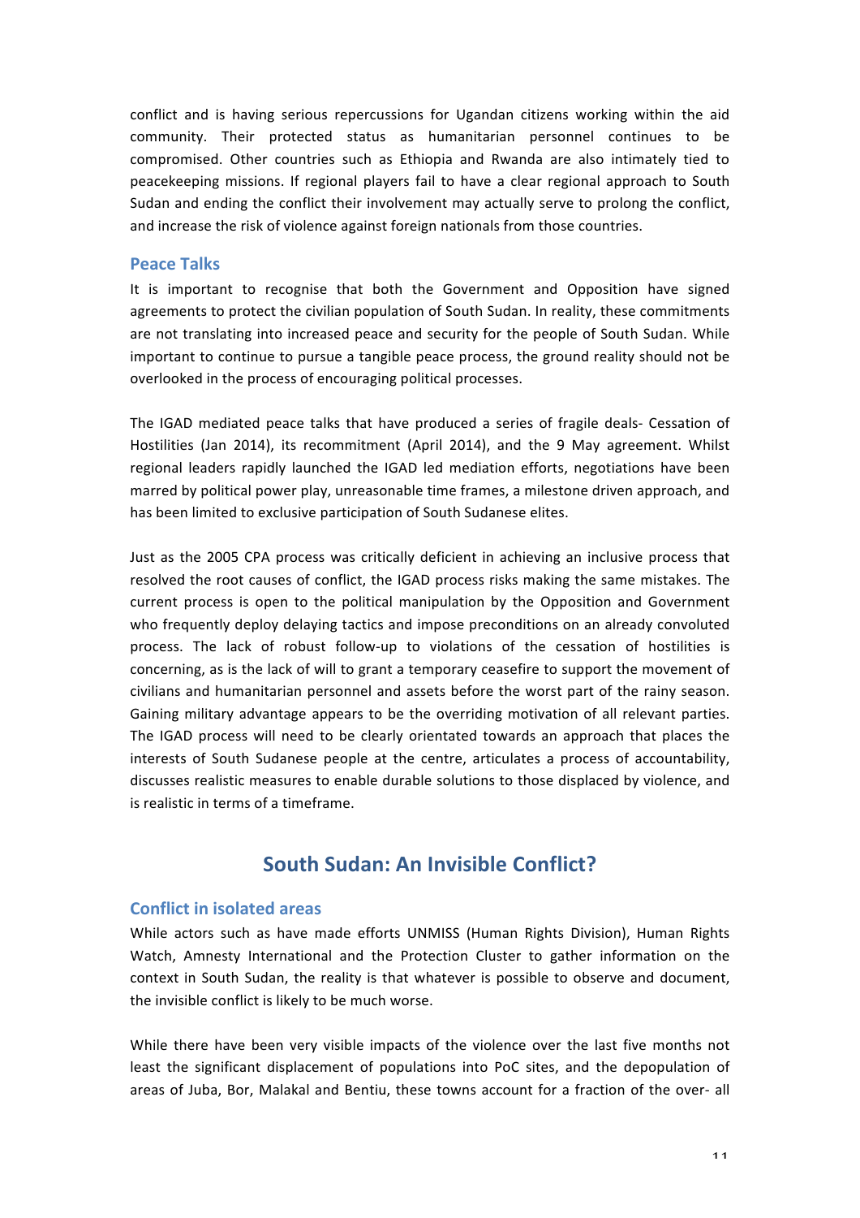conflict and is having serious repercussions for Ugandan citizens working within the aid community. Their protected status as humanitarian personnel continues to be compromised. Other countries such as Ethiopia and Rwanda are also intimately tied to peacekeeping missions. If regional players fail to have a clear regional approach to South Sudan and ending the conflict their involvement may actually serve to prolong the conflict, and increase the risk of violence against foreign nationals from those countries.

### Peace Talks

It is important to recognise that both the Government and Opposition have signed agreements to protect the civilian population of South Sudan. In reality, these commitments are not translating into increased peace and security for the people of South Sudan. While important to continue to pursue a tangible peace process, the ground reality should not be overlooked in the process of encouraging political processes.

The IGAD mediated peace talks that have produced a series of fragile deals- Cessation of Hostilities (Jan 2014), its recommitment (April 2014), and the 9 May agreement. Whilst regional leaders rapidly launched the IGAD led mediation efforts, negotiations have been marred by political power play, unreasonable time frames, a milestone driven approach, and has been limited to exclusive participation of South Sudanese elites.

Just as the 2005 CPA process was critically deficient in achieving an inclusive process that resolved the root causes of conflict, the IGAD process risks making the same mistakes. The current process is open to the political manipulation by the Opposition and Government who frequently deploy delaying tactics and impose preconditions on an already convoluted process. The lack of robust follow-up to violations of the cessation of hostilities is concerning, as is the lack of will to grant a temporary ceasefire to support the movement of civilians and humanitarian personnel and assets before the worst part of the rainy season. Gaining military advantage appears to be the overriding motivation of all relevant parties. The IGAD process will need to be clearly orientated towards an approach that places the interests of South Sudanese people at the centre, articulates a process of accountability, discusses realistic measures to enable durable solutions to those displaced by violence, and is realistic in terms of a timeframe.

## South Sudan: An Invisible Conflict?

### Conflict in isolated areas

While actors such as have made efforts UNMISS (Human Rights Division), Human Rights Watch, Amnesty International and the Protection Cluster to gather information on the context in South Sudan, the reality is that whatever is possible to observe and document, the invisible conflict is likely to be much worse.

While there have been very visible impacts of the violence over the last five months not least the significant displacement of populations into PoC sites, and the depopulation of areas of Juba, Bor, Malakal and Bentiu, these towns account for a fraction of the over- all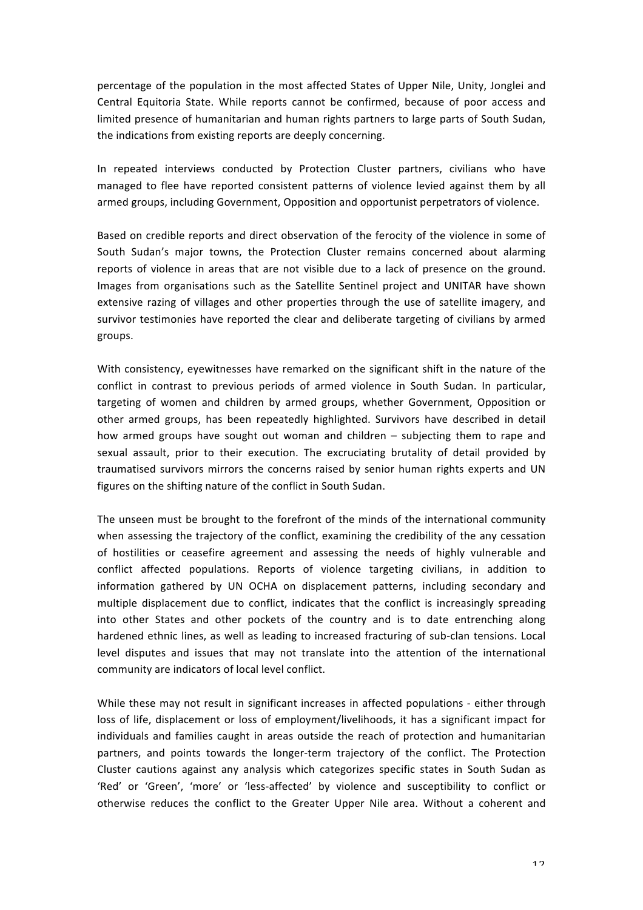percentage of the population in the most affected States of Upper Nile, Unity, Jonglei and Central Equitoria State. While reports cannot be confirmed, because of poor access and limited presence of humanitarian and human rights partners to large parts of South Sudan, the indications from existing reports are deeply concerning.

In repeated interviews conducted by Protection Cluster partners, civilians who have managed to flee have reported consistent patterns of violence levied against them by all armed groups, including Government, Opposition and opportunist perpetrators of violence.

Based on credible reports and direct observation of the ferocity of the violence in some of South Sudan's major towns, the Protection Cluster remains concerned about alarming reports of violence in areas that are not visible due to a lack of presence on the ground. Images from organisations such as the Satellite Sentinel project and UNITAR have shown extensive razing of villages and other properties through the use of satellite imagery, and survivor testimonies have reported the clear and deliberate targeting of civilians by armed groups.

With consistency, eyewitnesses have remarked on the significant shift in the nature of the conflict in contrast to previous periods of armed violence in South Sudan. In particular, targeting of women and children by armed groups, whether Government, Opposition or other armed groups, has been repeatedly highlighted. Survivors have described in detail how armed groups have sought out woman and children – subjecting them to rape and sexual assault, prior to their execution. The excruciating brutality of detail provided by traumatised survivors mirrors the concerns raised by senior human rights experts and UN figures on the shifting nature of the conflict in South Sudan.

The unseen must be brought to the forefront of the minds of the international community when assessing the trajectory of the conflict, examining the credibility of the any cessation of hostilities or ceasefire agreement and assessing the needs of highly vulnerable and conflict affected populations. Reports of violence targeting civilians, in addition to information gathered by UN OCHA on displacement patterns, including secondary and multiple displacement due to conflict, indicates that the conflict is increasingly spreading into other States and other pockets of the country and is to date entrenching along hardened ethnic lines, as well as leading to increased fracturing of sub-clan tensions. Local level disputes and issues that may not translate into the attention of the international community are indicators of local level conflict.

While these may not result in significant increases in affected populations - either through loss of life, displacement or loss of employment/livelihoods, it has a significant impact for individuals and families caught in areas outside the reach of protection and humanitarian partners, and points towards the longer-term trajectory of the conflict. The Protection Cluster cautions against any analysis which categorizes specific states in South Sudan as 'Red' or 'Green', 'more' or 'less-affected' by violence and susceptibility to conflict or otherwise reduces the conflict to the Greater Upper Nile area. Without a coherent and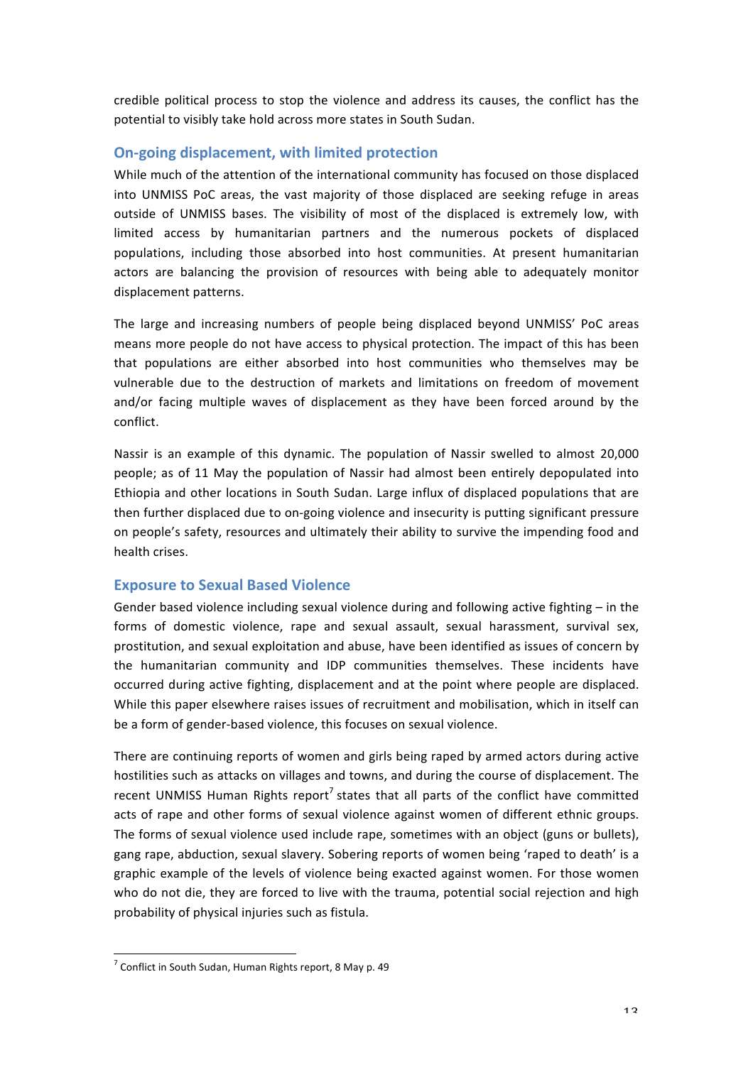credible political process to stop the violence and address its causes, the conflict has the potential to visibly take hold across more states in South Sudan.

## On-going displacement, with limited protection

While much of the attention of the international community has focused on those displaced into UNMISS PoC areas, the vast majority of those displaced are seeking refuge in areas outside of UNMISS bases. The visibility of most of the displaced is extremely low, with limited access by humanitarian partners and the numerous pockets of displaced populations, including those absorbed into host communities. At present humanitarian actors are balancing the provision of resources with being able to adequately monitor displacement patterns.

The large and increasing numbers of people being displaced beyond UNMISS' PoC areas means more people do not have access to physical protection. The impact of this has been that populations are either absorbed into host communities who themselves may be vulnerable due to the destruction of markets and limitations on freedom of movement and/or facing multiple waves of displacement as they have been forced around by the conflict.

Nassir is an example of this dynamic. The population of Nassir swelled to almost 20,000 people; as of 11 May the population of Nassir had almost been entirely depopulated into Ethiopia and other locations in South Sudan. Large influx of displaced populations that are then further displaced due to on-going violence and insecurity is putting significant pressure on people's safety, resources and ultimately their ability to survive the impending food and health crises.

## Exposure to Sexual Based Violence

Gender based violence including sexual violence during and following active fighting – in the forms of domestic violence, rape and sexual assault, sexual harassment, survival sex, prostitution, and sexual exploitation and abuse, have been identified as issues of concern by the humanitarian community and IDP communities themselves. These incidents have occurred during active fighting, displacement and at the point where people are displaced. While this paper elsewhere raises issues of recruitment and mobilisation, which in itself can be a form of gender-based violence, this focuses on sexual violence.

There are continuing reports of women and girls being raped by armed actors during active hostilities such as attacks on villages and towns, and during the course of displacement. The recent UNMISS Human Rights report[7] states that all parts of the conflict have committed acts of rape and other forms of sexual violence against women of different ethnic groups. The forms of sexual violence used include rape, sometimes with an object (guns or bullets), gang rape, abduction, sexual slavery. Sobering reports of women being 'raped to death' is a graphic example of the levels of violence being exacted against women. For those women who do not die, they are forced to live with the trauma, potential social rejection and high probability of physical injuries such as fistula.

[7] Conflict in South Sudan, Human Rights report, 8 May p. 49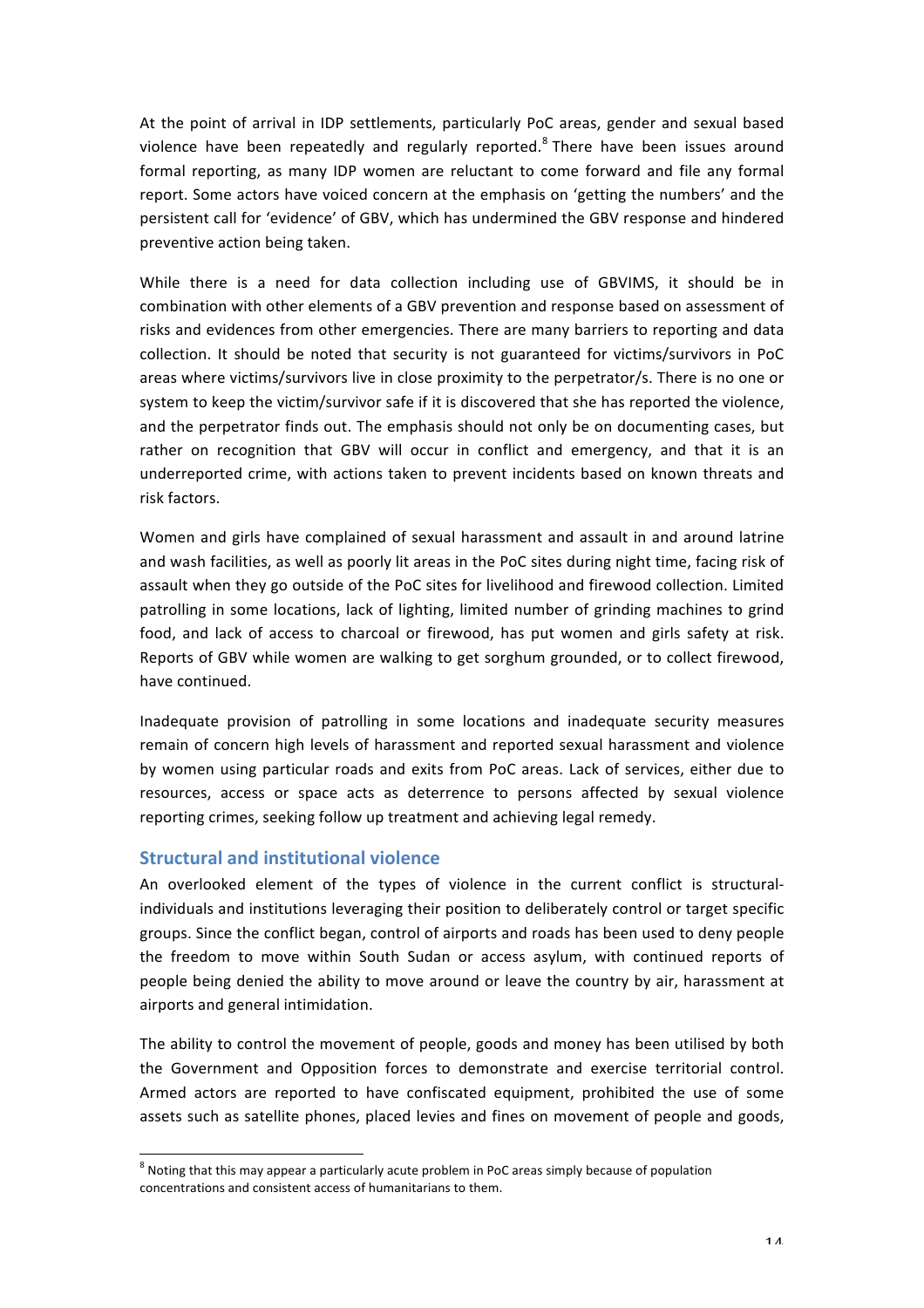At the point of arrival in IDP settlements, particularly PoC areas, gender and sexual based violence have been repeatedly and regularly reported.[8] There have been issues around formal reporting, as many IDP women are reluctant to come forward and file any formal report. Some actors have voiced concern at the emphasis on 'getting the numbers' and the persistent call for 'evidence' of GBV, which has undermined the GBV response and hindered preventive action being taken.

While there is a need for data collection including use of GBVIMS, it should be in combination with other elements of a GBV prevention and response based on assessment of risks and evidences from other emergencies. There are many barriers to reporting and data collection. It should be noted that security is not guaranteed for victims/survivors in PoC areas where victims/survivors live in close proximity to the perpetrator/s. There is no one or system to keep the victim/survivor safe if it is discovered that she has reported the violence, and the perpetrator finds out. The emphasis should not only be on documenting cases, but rather on recognition that GBV will occur in conflict and emergency, and that it is an underreported crime, with actions taken to prevent incidents based on known threats and risk factors.

Women and girls have complained of sexual harassment and assault in and around latrine and wash facilities, as well as poorly lit areas in the PoC sites during night time, facing risk of assault when they go outside of the PoC sites for livelihood and firewood collection. Limited patrolling in some locations, lack of lighting, limited number of grinding machines to grind food, and lack of access to charcoal or firewood, has put women and girls safety at risk. Reports of GBV while women are walking to get sorghum grounded, or to collect firewood, have continued.

Inadequate provision of patrolling in some locations and inadequate security measures remain of concern high levels of harassment and reported sexual harassment and violence by women using particular roads and exits from PoC areas. Lack of services, either due to resources, access or space acts as deterrence to persons affected by sexual violence reporting crimes, seeking follow up treatment and achieving legal remedy.

## Structural and institutional violence

An overlooked element of the types of violence in the current conflict is structural-individuals and institutions leveraging their position to deliberately control or target specific groups. Since the conflict began, control of airports and roads has been used to deny people the freedom to move within South Sudan or access asylum, with continued reports of people being denied the ability to move around or leave the country by air, harassment at airports and general intimidation.

The ability to control the movement of people, goods and money has been utilised by both the Government and Opposition forces to demonstrate and exercise territorial control. Armed actors are reported to have confiscated equipment, prohibited the use of some assets such as satellite phones, placed levies and fines on movement of people and goods,

---

[8] Noting that this may appear a particularly acute problem in PoC areas simply because of population concentrations and consistent access of humanitarians to them.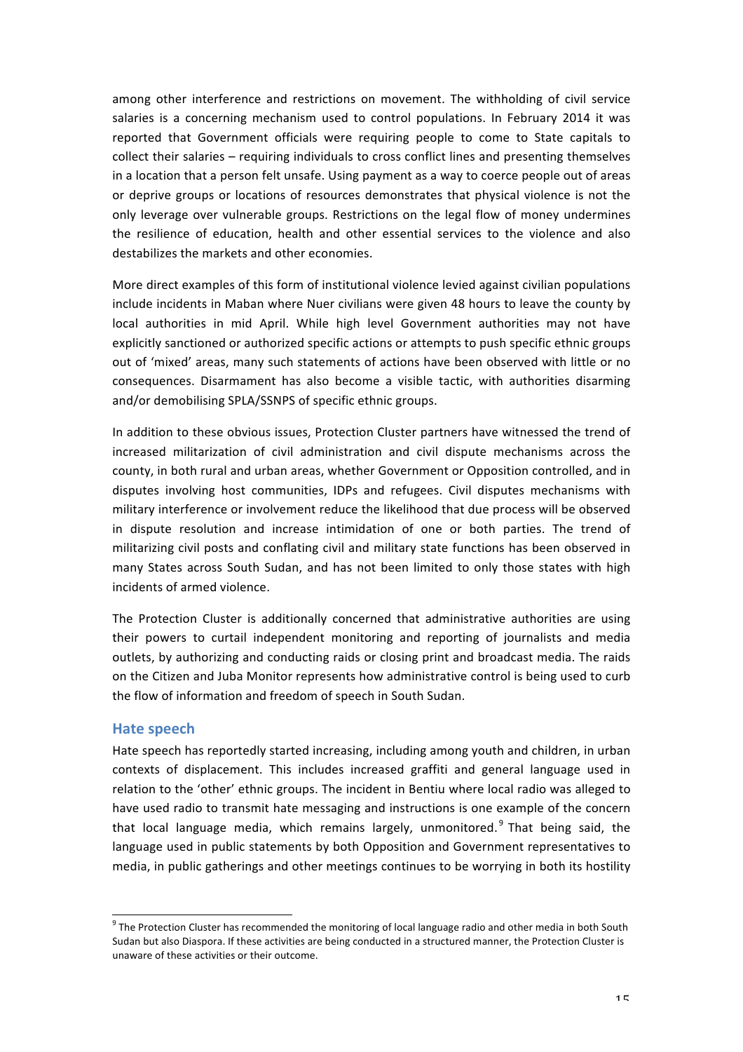among other interference and restrictions on movement. The withholding of civil service salaries is a concerning mechanism used to control populations. In February 2014 it was reported that Government officials were requiring people to come to State capitals to collect their salaries – requiring individuals to cross conflict lines and presenting themselves in a location that a person felt unsafe. Using payment as a way to coerce people out of areas or deprive groups or locations of resources demonstrates that physical violence is not the only leverage over vulnerable groups. Restrictions on the legal flow of money undermines the resilience of education, health and other essential services to the violence and also destabilizes the markets and other economies.

More direct examples of this form of institutional violence levied against civilian populations include incidents in Maban where Nuer civilians were given 48 hours to leave the county by local authorities in mid April. While high level Government authorities may not have explicitly sanctioned or authorized specific actions or attempts to push specific ethnic groups out of 'mixed' areas, many such statements of actions have been observed with little or no consequences. Disarmament has also become a visible tactic, with authorities disarming and/or demobilising SPLA/SSNPS of specific ethnic groups.

In addition to these obvious issues, Protection Cluster partners have witnessed the trend of increased militarization of civil administration and civil dispute mechanisms across the county, in both rural and urban areas, whether Government or Opposition controlled, and in disputes involving host communities, IDPs and refugees. Civil disputes mechanisms with military interference or involvement reduce the likelihood that due process will be observed in dispute resolution and increase intimidation of one or both parties. The trend of militarizing civil posts and conflating civil and military state functions has been observed in many States across South Sudan, and has not been limited to only those states with high incidents of armed violence.

The Protection Cluster is additionally concerned that administrative authorities are using their powers to curtail independent monitoring and reporting of journalists and media outlets, by authorizing and conducting raids or closing print and broadcast media. The raids on the Citizen and Juba Monitor represents how administrative control is being used to curb the flow of information and freedom of speech in South Sudan.

## Hate speech

Hate speech has reportedly started increasing, including among youth and children, in urban contexts of displacement. This includes increased graffiti and general language used in relation to the 'other' ethnic groups. The incident in Bentiu where local radio was alleged to have used radio to transmit hate messaging and instructions is one example of the concern that local language media, which remains largely, unmonitored.[9] That being said, the language used in public statements by both Opposition and Government representatives to media, in public gatherings and other meetings continues to be worrying in both its hostility

[9] The Protection Cluster has recommended the monitoring of local language radio and other media in both South Sudan but also Diaspora. If these activities are being conducted in a structured manner, the Protection Cluster is unaware of these activities or their outcome.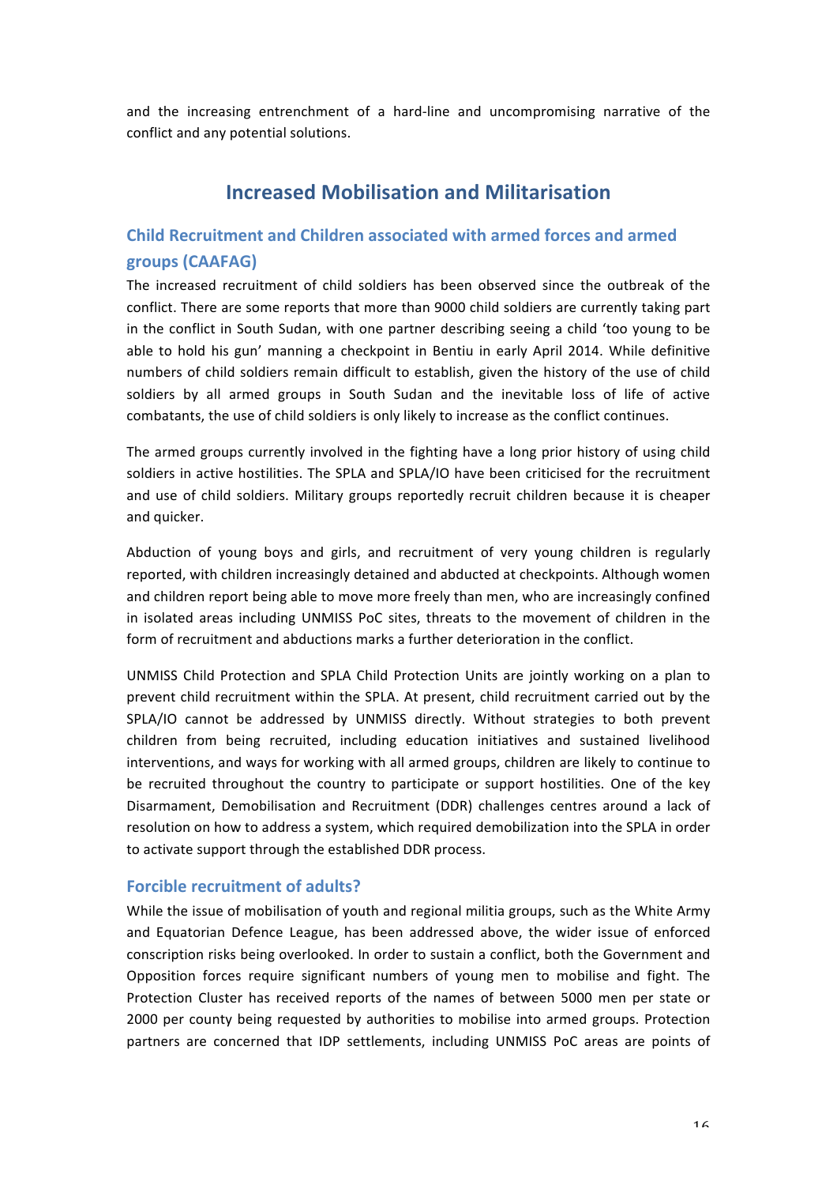and the increasing entrenchment of a hard-line and uncompromising narrative of the conflict and any potential solutions.

# Increased Mobilisation and Militarisation

## Child Recruitment and Children associated with armed forces and armed groups (CAAFAG)

The increased recruitment of child soldiers has been observed since the outbreak of the conflict. There are some reports that more than 9000 child soldiers are currently taking part in the conflict in South Sudan, with one partner describing seeing a child 'too young to be able to hold his gun' manning a checkpoint in Bentiu in early April 2014. While definitive numbers of child soldiers remain difficult to establish, given the history of the use of child soldiers by all armed groups in South Sudan and the inevitable loss of life of active combatants, the use of child soldiers is only likely to increase as the conflict continues.

The armed groups currently involved in the fighting have a long prior history of using child soldiers in active hostilities. The SPLA and SPLA/IO have been criticised for the recruitment and use of child soldiers. Military groups reportedly recruit children because it is cheaper and quicker.

Abduction of young boys and girls, and recruitment of very young children is regularly reported, with children increasingly detained and abducted at checkpoints. Although women and children report being able to move more freely than men, who are increasingly confined in isolated areas including UNMISS PoC sites, threats to the movement of children in the form of recruitment and abductions marks a further deterioration in the conflict.

UNMISS Child Protection and SPLA Child Protection Units are jointly working on a plan to prevent child recruitment within the SPLA. At present, child recruitment carried out by the SPLA/IO cannot be addressed by UNMISS directly. Without strategies to both prevent children from being recruited, including education initiatives and sustained livelihood interventions, and ways for working with all armed groups, children are likely to continue to be recruited throughout the country to participate or support hostilities. One of the key Disarmament, Demobilisation and Recruitment (DDR) challenges centres around a lack of resolution on how to address a system, which required demobilization into the SPLA in order to activate support through the established DDR process.

## Forcible recruitment of adults?

While the issue of mobilisation of youth and regional militia groups, such as the White Army and Equatorian Defence League, has been addressed above, the wider issue of enforced conscription risks being overlooked. In order to sustain a conflict, both the Government and Opposition forces require significant numbers of young men to mobilise and fight. The Protection Cluster has received reports of the names of between 5000 men per state or 2000 per county being requested by authorities to mobilise into armed groups. Protection partners are concerned that IDP settlements, including UNMISS PoC areas are points of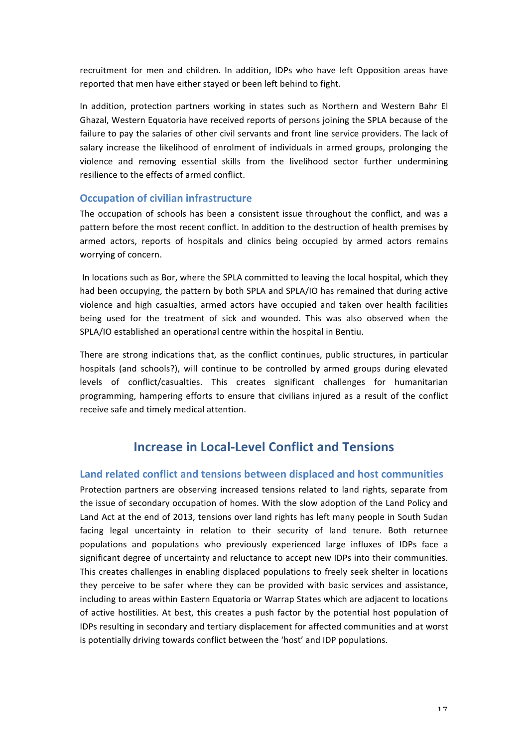recruitment for men and children. In addition, IDPs who have left Opposition areas have reported that men have either stayed or been left behind to fight.

In addition, protection partners working in states such as Northern and Western Bahr El Ghazal, Western Equatoria have received reports of persons joining the SPLA because of the failure to pay the salaries of other civil servants and front line service providers. The lack of salary increase the likelihood of enrolment of individuals in armed groups, prolonging the violence and removing essential skills from the livelihood sector further undermining resilience to the effects of armed conflict.

### Occupation of civilian infrastructure

The occupation of schools has been a consistent issue throughout the conflict, and was a pattern before the most recent conflict. In addition to the destruction of health premises by armed actors, reports of hospitals and clinics being occupied by armed actors remains worrying of concern.

In locations such as Bor, where the SPLA committed to leaving the local hospital, which they had been occupying, the pattern by both SPLA and SPLA/IO has remained that during active violence and high casualties, armed actors have occupied and taken over health facilities being used for the treatment of sick and wounded. This was also observed when the SPLA/IO established an operational centre within the hospital in Bentiu.

There are strong indications that, as the conflict continues, public structures, in particular hospitals (and schools?), will continue to be controlled by armed groups during elevated levels of conflict/casualties. This creates significant challenges for humanitarian programming, hampering efforts to ensure that civilians injured as a result of the conflict receive safe and timely medical attention.

## Increase in Local-Level Conflict and Tensions

### Land related conflict and tensions between displaced and host communities

Protection partners are observing increased tensions related to land rights, separate from the issue of secondary occupation of homes. With the slow adoption of the Land Policy and Land Act at the end of 2013, tensions over land rights has left many people in South Sudan facing legal uncertainty in relation to their security of land tenure. Both returnee populations and populations who previously experienced large influxes of IDPs face a significant degree of uncertainty and reluctance to accept new IDPs into their communities. This creates challenges in enabling displaced populations to freely seek shelter in locations they perceive to be safer where they can be provided with basic services and assistance, including to areas within Eastern Equatoria or Warrap States which are adjacent to locations of active hostilities. At best, this creates a push factor by the potential host population of IDPs resulting in secondary and tertiary displacement for affected communities and at worst is potentially driving towards conflict between the 'host' and IDP populations.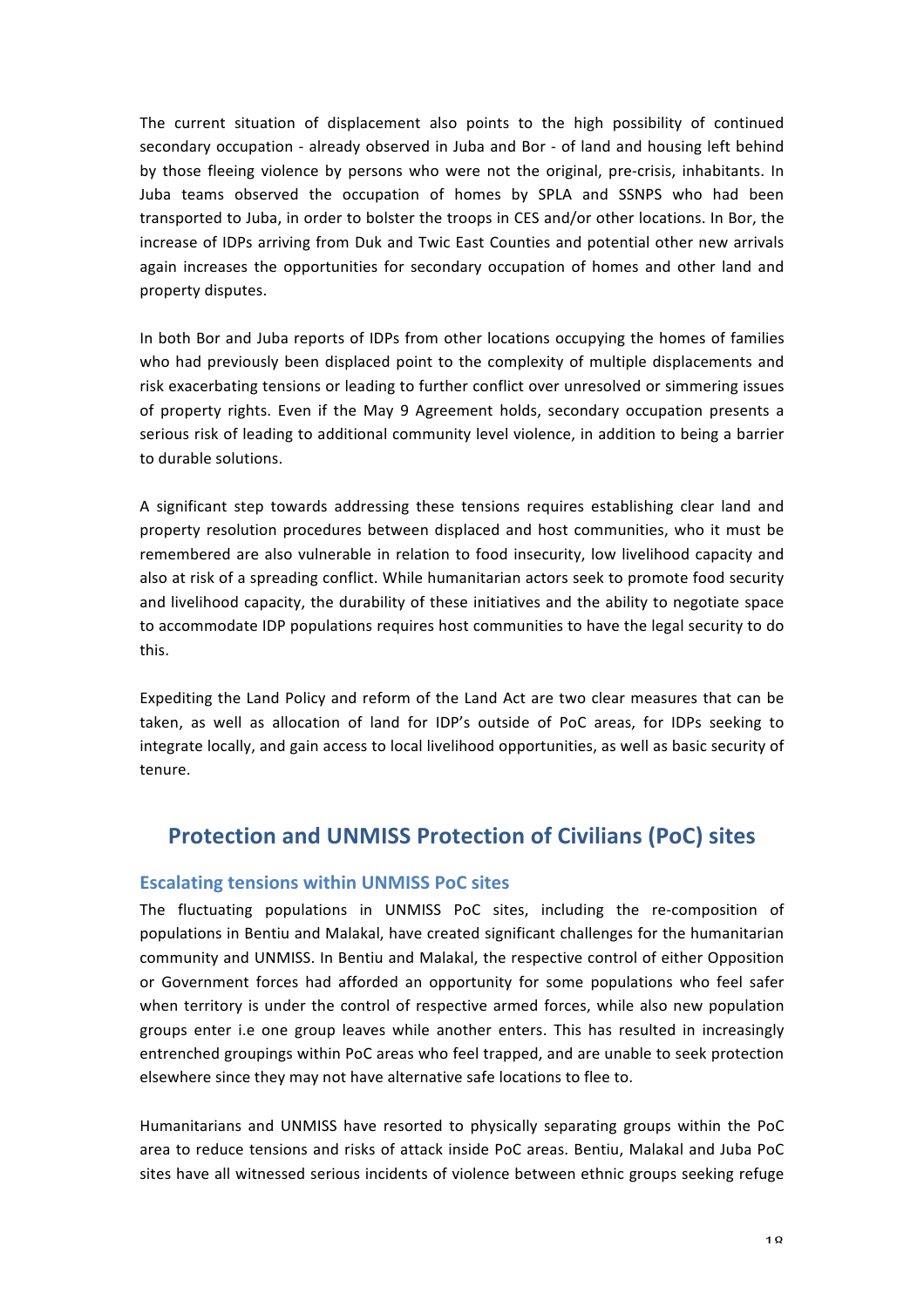The current situation of displacement also points to the high possibility of continued secondary occupation - already observed in Juba and Bor - of land and housing left behind by those fleeing violence by persons who were not the original, pre-crisis, inhabitants. In Juba teams observed the occupation of homes by SPLA and SSNPS who had been transported to Juba, in order to bolster the troops in CES and/or other locations. In Bor, the increase of IDPs arriving from Duk and Twic East Counties and potential other new arrivals again increases the opportunities for secondary occupation of homes and other land and property disputes.

In both Bor and Juba reports of IDPs from other locations occupying the homes of families who had previously been displaced point to the complexity of multiple displacements and risk exacerbating tensions or leading to further conflict over unresolved or simmering issues of property rights. Even if the May 9 Agreement holds, secondary occupation presents a serious risk of leading to additional community level violence, in addition to being a barrier to durable solutions.

A significant step towards addressing these tensions requires establishing clear land and property resolution procedures between displaced and host communities, who it must be remembered are also vulnerable in relation to food insecurity, low livelihood capacity and also at risk of a spreading conflict. While humanitarian actors seek to promote food security and livelihood capacity, the durability of these initiatives and the ability to negotiate space to accommodate IDP populations requires host communities to have the legal security to do this.

Expediting the Land Policy and reform of the Land Act are two clear measures that can be taken, as well as allocation of land for IDP's outside of PoC areas, for IDPs seeking to integrate locally, and gain access to local livelihood opportunities, as well as basic security of tenure.

## Protection and UNMISS Protection of Civilians (PoC) sites

### Escalating tensions within UNMISS PoC sites

The fluctuating populations in UNMISS PoC sites, including the re-composition of populations in Bentiu and Malakal, have created significant challenges for the humanitarian community and UNMISS. In Bentiu and Malakal, the respective control of either Opposition or Government forces had afforded an opportunity for some populations who feel safer when territory is under the control of respective armed forces, while also new population groups enter i.e one group leaves while another enters. This has resulted in increasingly entrenched groupings within PoC areas who feel trapped, and are unable to seek protection elsewhere since they may not have alternative safe locations to flee to.

Humanitarians and UNMISS have resorted to physically separating groups within the PoC area to reduce tensions and risks of attack inside PoC areas. Bentiu, Malakal and Juba PoC sites have all witnessed serious incidents of violence between ethnic groups seeking refuge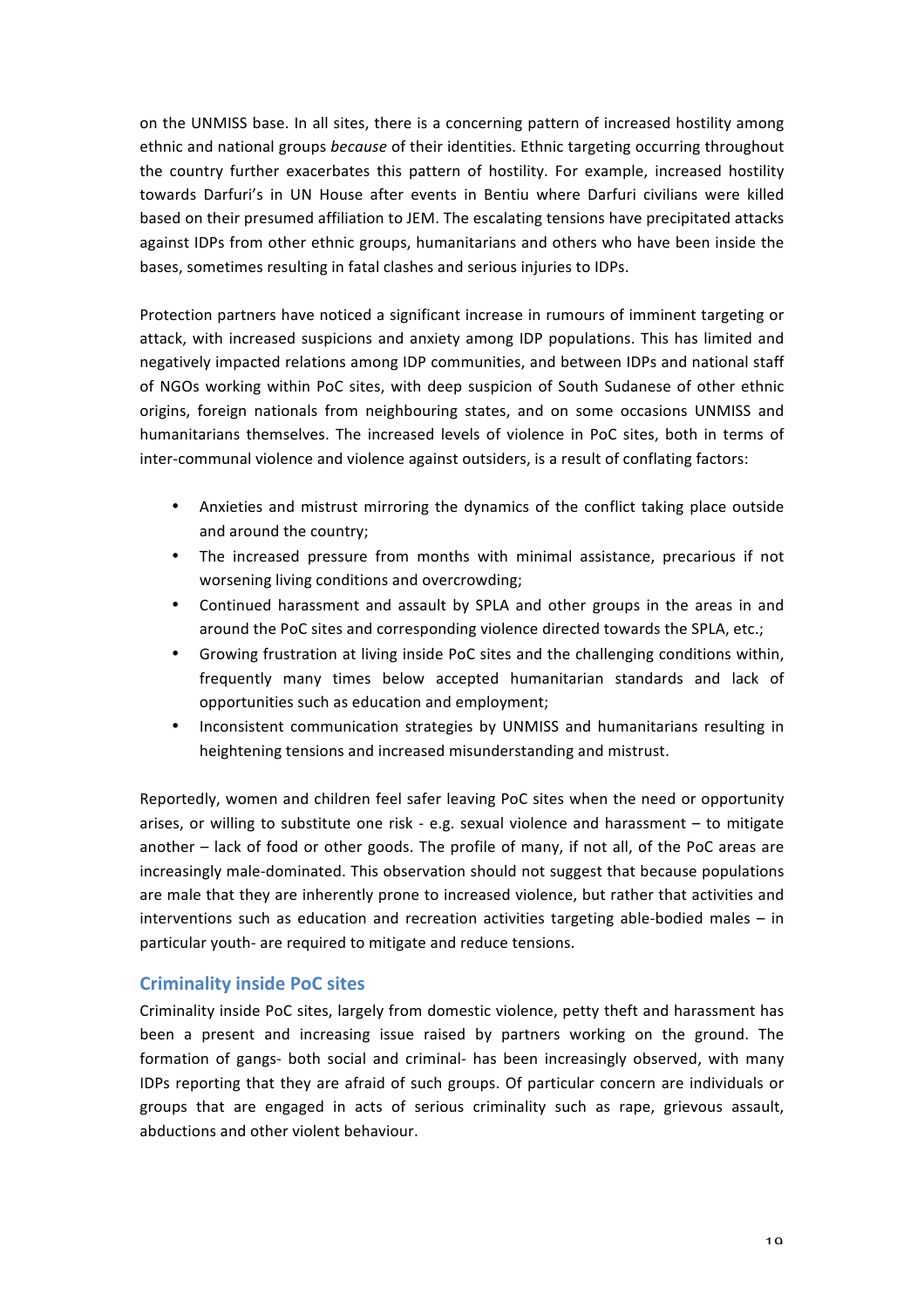on the UNMISS base. In all sites, there is a concerning pattern of increased hostility among ethnic and national groups *because* of their identities. Ethnic targeting occurring throughout the country further exacerbates this pattern of hostility. For example, increased hostility towards Darfuri's in UN House after events in Bentiu where Darfuri civilians were killed based on their presumed affiliation to JEM. The escalating tensions have precipitated attacks against IDPs from other ethnic groups, humanitarians and others who have been inside the bases, sometimes resulting in fatal clashes and serious injuries to IDPs.

Protection partners have noticed a significant increase in rumours of imminent targeting or attack, with increased suspicions and anxiety among IDP populations. This has limited and negatively impacted relations among IDP communities, and between IDPs and national staff of NGOs working within PoC sites, with deep suspicion of South Sudanese of other ethnic origins, foreign nationals from neighbouring states, and on some occasions UNMISS and humanitarians themselves. The increased levels of violence in PoC sites, both in terms of inter-communal violence and violence against outsiders, is a result of conflating factors:

- Anxieties and mistrust mirroring the dynamics of the conflict taking place outside and around the country;
- The increased pressure from months with minimal assistance, precarious if not worsening living conditions and overcrowding;
- Continued harassment and assault by SPLA and other groups in the areas in and around the PoC sites and corresponding violence directed towards the SPLA, etc.;
- Growing frustration at living inside PoC sites and the challenging conditions within, frequently many times below accepted humanitarian standards and lack of opportunities such as education and employment;
- Inconsistent communication strategies by UNMISS and humanitarians resulting in heightening tensions and increased misunderstanding and mistrust.

Reportedly, women and children feel safer leaving PoC sites when the need or opportunity arises, or willing to substitute one risk - e.g. sexual violence and harassment – to mitigate another – lack of food or other goods. The profile of many, if not all, of the PoC areas are increasingly male-dominated. This observation should not suggest that because populations are male that they are inherently prone to increased violence, but rather that activities and interventions such as education and recreation activities targeting able-bodied males – in particular youth- are required to mitigate and reduce tensions.

### Criminality inside PoC sites

Criminality inside PoC sites, largely from domestic violence, petty theft and harassment has been a present and increasing issue raised by partners working on the ground. The formation of gangs- both social and criminal- has been increasingly observed, with many IDPs reporting that they are afraid of such groups. Of particular concern are individuals or groups that are engaged in acts of serious criminality such as rape, grievous assault, abductions and other violent behaviour.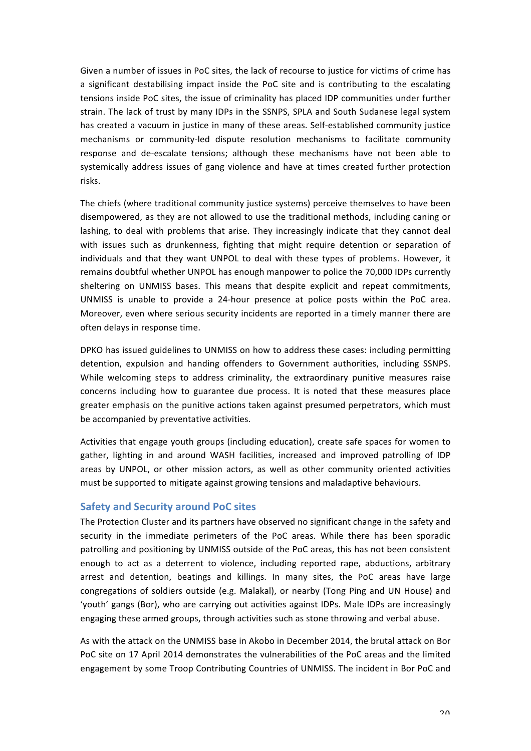Given a number of issues in PoC sites, the lack of recourse to justice for victims of crime has a significant destabilising impact inside the PoC site and is contributing to the escalating tensions inside PoC sites, the issue of criminality has placed IDP communities under further strain. The lack of trust by many IDPs in the SSNPS, SPLA and South Sudanese legal system has created a vacuum in justice in many of these areas. Self-established community justice mechanisms or community-led dispute resolution mechanisms to facilitate community response and de-escalate tensions; although these mechanisms have not been able to systemically address issues of gang violence and have at times created further protection risks.

The chiefs (where traditional community justice systems) perceive themselves to have been disempowered, as they are not allowed to use the traditional methods, including caning or lashing, to deal with problems that arise. They increasingly indicate that they cannot deal with issues such as drunkenness, fighting that might require detention or separation of individuals and that they want UNPOL to deal with these types of problems. However, it remains doubtful whether UNPOL has enough manpower to police the 70,000 IDPs currently sheltering on UNMISS bases. This means that despite explicit and repeat commitments, UNMISS is unable to provide a 24-hour presence at police posts within the PoC area. Moreover, even where serious security incidents are reported in a timely manner there are often delays in response time.

DPKO has issued guidelines to UNMISS on how to address these cases: including permitting detention, expulsion and handing offenders to Government authorities, including SSNPS. While welcoming steps to address criminality, the extraordinary punitive measures raise concerns including how to guarantee due process. It is noted that these measures place greater emphasis on the punitive actions taken against presumed perpetrators, which must be accompanied by preventative activities.

Activities that engage youth groups (including education), create safe spaces for women to gather, lighting in and around WASH facilities, increased and improved patrolling of IDP areas by UNPOL, or other mission actors, as well as other community oriented activities must be supported to mitigate against growing tensions and maladaptive behaviours.

## Safety and Security around PoC sites

The Protection Cluster and its partners have observed no significant change in the safety and security in the immediate perimeters of the PoC areas. While there has been sporadic patrolling and positioning by UNMISS outside of the PoC areas, this has not been consistent enough to act as a deterrent to violence, including reported rape, abductions, arbitrary arrest and detention, beatings and killings. In many sites, the PoC areas have large congregations of soldiers outside (e.g. Malakal), or nearby (Tong Ping and UN House) and 'youth' gangs (Bor), who are carrying out activities against IDPs. Male IDPs are increasingly engaging these armed groups, through activities such as stone throwing and verbal abuse.

As with the attack on the UNMISS base in Akobo in December 2014, the brutal attack on Bor PoC site on 17 April 2014 demonstrates the vulnerabilities of the PoC areas and the limited engagement by some Troop Contributing Countries of UNMISS. The incident in Bor PoC and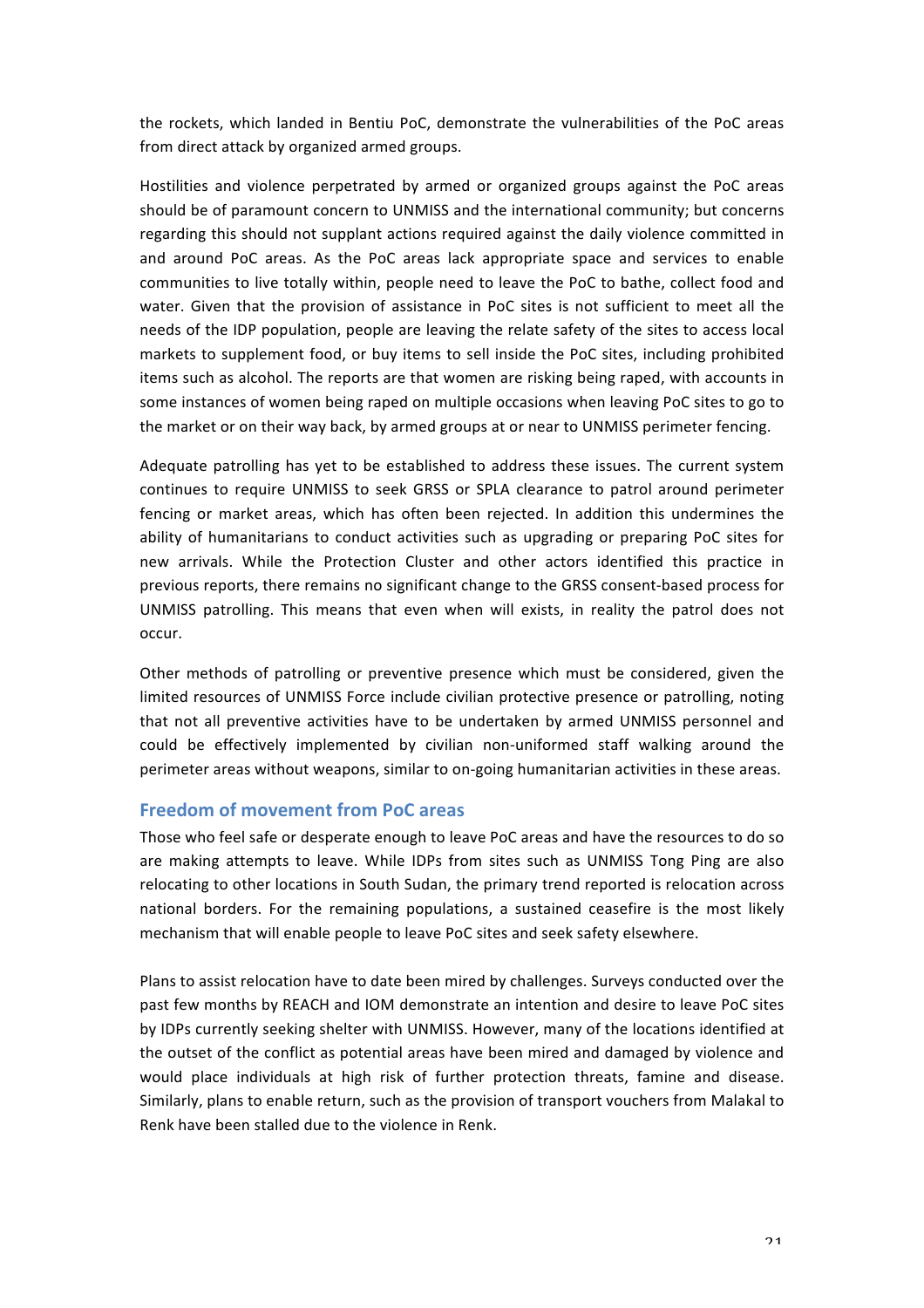the rockets, which landed in Bentiu PoC, demonstrate the vulnerabilities of the PoC areas from direct attack by organized armed groups.

Hostilities and violence perpetrated by armed or organized groups against the PoC areas should be of paramount concern to UNMISS and the international community; but concerns regarding this should not supplant actions required against the daily violence committed in and around PoC areas. As the PoC areas lack appropriate space and services to enable communities to live totally within, people need to leave the PoC to bathe, collect food and water. Given that the provision of assistance in PoC sites is not sufficient to meet all the needs of the IDP population, people are leaving the relate safety of the sites to access local markets to supplement food, or buy items to sell inside the PoC sites, including prohibited items such as alcohol. The reports are that women are risking being raped, with accounts in some instances of women being raped on multiple occasions when leaving PoC sites to go to the market or on their way back, by armed groups at or near to UNMISS perimeter fencing.

Adequate patrolling has yet to be established to address these issues. The current system continues to require UNMISS to seek GRSS or SPLA clearance to patrol around perimeter fencing or market areas, which has often been rejected. In addition this undermines the ability of humanitarians to conduct activities such as upgrading or preparing PoC sites for new arrivals. While the Protection Cluster and other actors identified this practice in previous reports, there remains no significant change to the GRSS consent-based process for UNMISS patrolling. This means that even when will exists, in reality the patrol does not occur.

Other methods of patrolling or preventive presence which must be considered, given the limited resources of UNMISS Force include civilian protective presence or patrolling, noting that not all preventive activities have to be undertaken by armed UNMISS personnel and could be effectively implemented by civilian non-uniformed staff walking around the perimeter areas without weapons, similar to on-going humanitarian activities in these areas.

## Freedom of movement from PoC areas

Those who feel safe or desperate enough to leave PoC areas and have the resources to do so are making attempts to leave. While IDPs from sites such as UNMISS Tong Ping are also relocating to other locations in South Sudan, the primary trend reported is relocation across national borders. For the remaining populations, a sustained ceasefire is the most likely mechanism that will enable people to leave PoC sites and seek safety elsewhere.

Plans to assist relocation have to date been mired by challenges. Surveys conducted over the past few months by REACH and IOM demonstrate an intention and desire to leave PoC sites by IDPs currently seeking shelter with UNMISS. However, many of the locations identified at the outset of the conflict as potential areas have been mired and damaged by violence and would place individuals at high risk of further protection threats, famine and disease. Similarly, plans to enable return, such as the provision of transport vouchers from Malakal to Renk have been stalled due to the violence in Renk.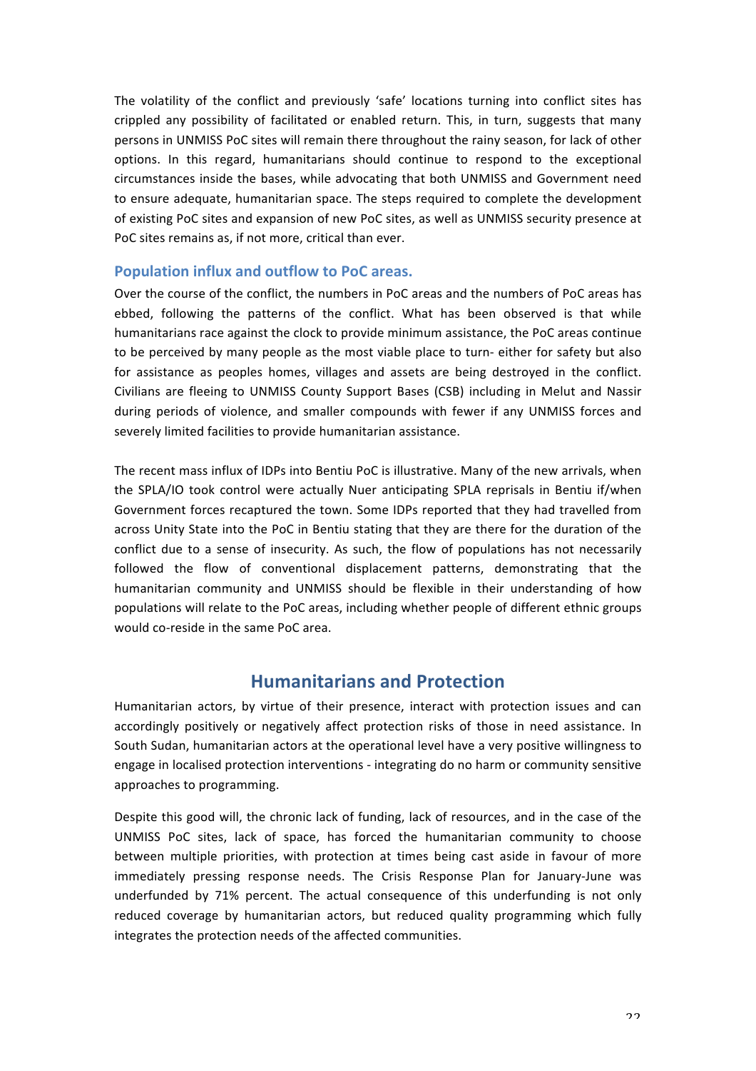The volatility of the conflict and previously 'safe' locations turning into conflict sites has crippled any possibility of facilitated or enabled return. This, in turn, suggests that many persons in UNMISS PoC sites will remain there throughout the rainy season, for lack of other options. In this regard, humanitarians should continue to respond to the exceptional circumstances inside the bases, while advocating that both UNMISS and Government need to ensure adequate, humanitarian space. The steps required to complete the development of existing PoC sites and expansion of new PoC sites, as well as UNMISS security presence at PoC sites remains as, if not more, critical than ever.

### Population influx and outflow to PoC areas.

Over the course of the conflict, the numbers in PoC areas and the numbers of PoC areas has ebbed, following the patterns of the conflict. What has been observed is that while humanitarians race against the clock to provide minimum assistance, the PoC areas continue to be perceived by many people as the most viable place to turn- either for safety but also for assistance as peoples homes, villages and assets are being destroyed in the conflict. Civilians are fleeing to UNMISS County Support Bases (CSB) including in Melut and Nassir during periods of violence, and smaller compounds with fewer if any UNMISS forces and severely limited facilities to provide humanitarian assistance.

The recent mass influx of IDPs into Bentiu PoC is illustrative. Many of the new arrivals, when the SPLA/IO took control were actually Nuer anticipating SPLA reprisals in Bentiu if/when Government forces recaptured the town. Some IDPs reported that they had travelled from across Unity State into the PoC in Bentiu stating that they are there for the duration of the conflict due to a sense of insecurity. As such, the flow of populations has not necessarily followed the flow of conventional displacement patterns, demonstrating that the humanitarian community and UNMISS should be flexible in their understanding of how populations will relate to the PoC areas, including whether people of different ethnic groups would co-reside in the same PoC area.

## Humanitarians and Protection

Humanitarian actors, by virtue of their presence, interact with protection issues and can accordingly positively or negatively affect protection risks of those in need assistance. In South Sudan, humanitarian actors at the operational level have a very positive willingness to engage in localised protection interventions - integrating do no harm or community sensitive approaches to programming.

Despite this good will, the chronic lack of funding, lack of resources, and in the case of the UNMISS PoC sites, lack of space, has forced the humanitarian community to choose between multiple priorities, with protection at times being cast aside in favour of more immediately pressing response needs. The Crisis Response Plan for January-June was underfunded by 71% percent. The actual consequence of this underfunding is not only reduced coverage by humanitarian actors, but reduced quality programming which fully integrates the protection needs of the affected communities.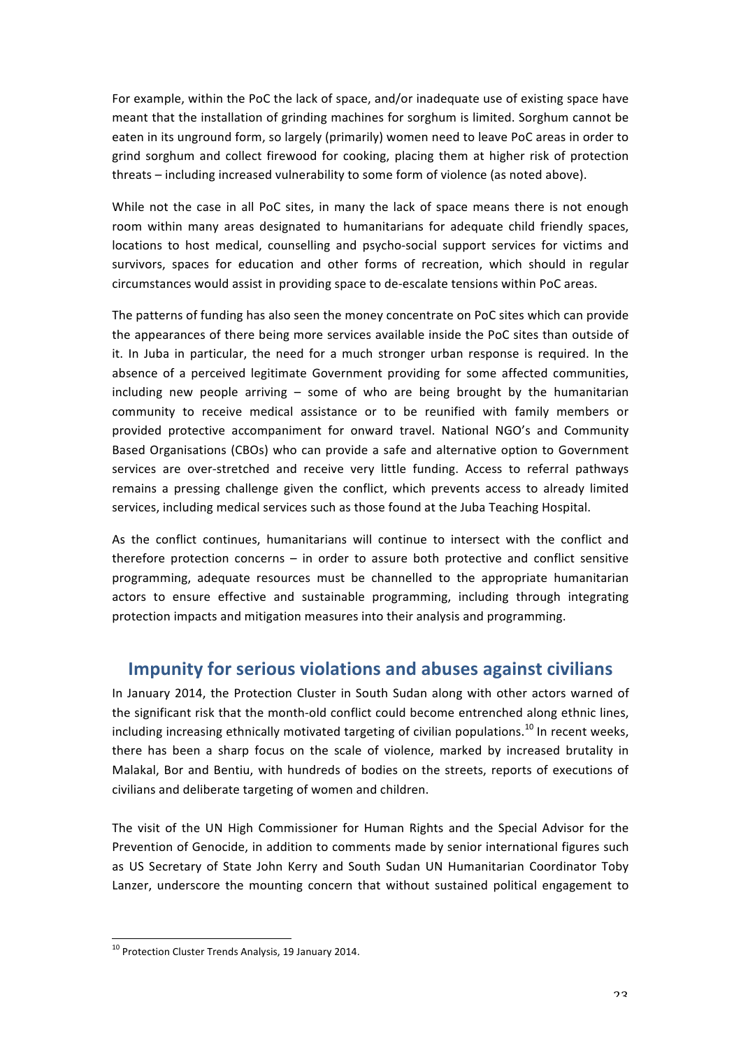For example, within the PoC the lack of space, and/or inadequate use of existing space have meant that the installation of grinding machines for sorghum is limited. Sorghum cannot be eaten in its unground form, so largely (primarily) women need to leave PoC areas in order to grind sorghum and collect firewood for cooking, placing them at higher risk of protection threats – including increased vulnerability to some form of violence (as noted above).

While not the case in all PoC sites, in many the lack of space means there is not enough room within many areas designated to humanitarians for adequate child friendly spaces, locations to host medical, counselling and psycho-social support services for victims and survivors, spaces for education and other forms of recreation, which should in regular circumstances would assist in providing space to de-escalate tensions within PoC areas.

The patterns of funding has also seen the money concentrate on PoC sites which can provide the appearances of there being more services available inside the PoC sites than outside of it. In Juba in particular, the need for a much stronger urban response is required. In the absence of a perceived legitimate Government providing for some affected communities, including new people arriving – some of who are being brought by the humanitarian community to receive medical assistance or to be reunified with family members or provided protective accompaniment for onward travel. National NGO's and Community Based Organisations (CBOs) who can provide a safe and alternative option to Government services are over-stretched and receive very little funding. Access to referral pathways remains a pressing challenge given the conflict, which prevents access to already limited services, including medical services such as those found at the Juba Teaching Hospital.

As the conflict continues, humanitarians will continue to intersect with the conflict and therefore protection concerns – in order to assure both protective and conflict sensitive programming, adequate resources must be channelled to the appropriate humanitarian actors to ensure effective and sustainable programming, including through integrating protection impacts and mitigation measures into their analysis and programming.

## Impunity for serious violations and abuses against civilians

In January 2014, the Protection Cluster in South Sudan along with other actors warned of the significant risk that the month-old conflict could become entrenched along ethnic lines, including increasing ethnically motivated targeting of civilian populations.[10] In recent weeks, there has been a sharp focus on the scale of violence, marked by increased brutality in Malakal, Bor and Bentiu, with hundreds of bodies on the streets, reports of executions of civilians and deliberate targeting of women and children.

The visit of the UN High Commissioner for Human Rights and the Special Advisor for the Prevention of Genocide, in addition to comments made by senior international figures such as US Secretary of State John Kerry and South Sudan UN Humanitarian Coordinator Toby Lanzer, underscore the mounting concern that without sustained political engagement to

---

[10] Protection Cluster Trends Analysis, 19 January 2014.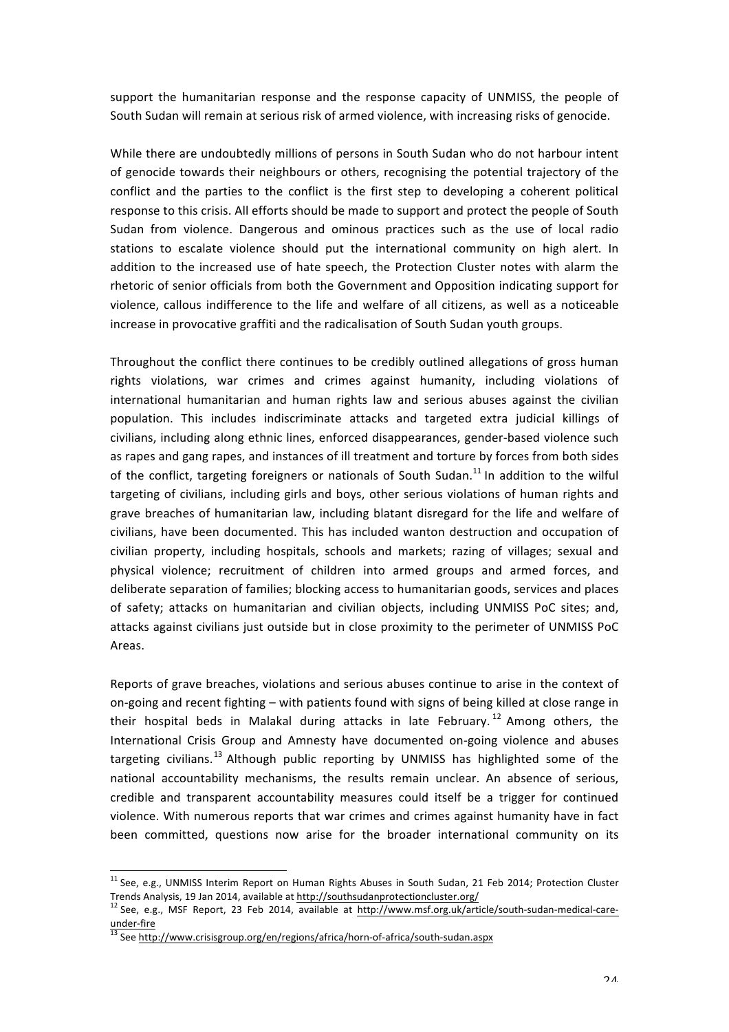support the humanitarian response and the response capacity of UNMISS, the people of South Sudan will remain at serious risk of armed violence, with increasing risks of genocide.

While there are undoubtedly millions of persons in South Sudan who do not harbour intent of genocide towards their neighbours or others, recognising the potential trajectory of the conflict and the parties to the conflict is the first step to developing a coherent political response to this crisis. All efforts should be made to support and protect the people of South Sudan from violence. Dangerous and ominous practices such as the use of local radio stations to escalate violence should put the international community on high alert. In addition to the increased use of hate speech, the Protection Cluster notes with alarm the rhetoric of senior officials from both the Government and Opposition indicating support for violence, callous indifference to the life and welfare of all citizens, as well as a noticeable increase in provocative graffiti and the radicalisation of South Sudan youth groups.

Throughout the conflict there continues to be credibly outlined allegations of gross human rights violations, war crimes and crimes against humanity, including violations of international humanitarian and human rights law and serious abuses against the civilian population. This includes indiscriminate attacks and targeted extra judicial killings of civilians, including along ethnic lines, enforced disappearances, gender-based violence such as rapes and gang rapes, and instances of ill treatment and torture by forces from both sides of the conflict, targeting foreigners or nationals of South Sudan.[11] In addition to the wilful targeting of civilians, including girls and boys, other serious violations of human rights and grave breaches of humanitarian law, including blatant disregard for the life and welfare of civilians, have been documented. This has included wanton destruction and occupation of civilian property, including hospitals, schools and markets; razing of villages; sexual and physical violence; recruitment of children into armed groups and armed forces, and deliberate separation of families; blocking access to humanitarian goods, services and places of safety; attacks on humanitarian and civilian objects, including UNMISS PoC sites; and, attacks against civilians just outside but in close proximity to the perimeter of UNMISS PoC Areas.

Reports of grave breaches, violations and serious abuses continue to arise in the context of on-going and recent fighting – with patients found with signs of being killed at close range in their hospital beds in Malakal during attacks in late February.[12] Among others, the International Crisis Group and Amnesty have documented on-going violence and abuses targeting civilians.[13] Although public reporting by UNMISS has highlighted some of the national accountability mechanisms, the results remain unclear. An absence of serious, credible and transparent accountability measures could itself be a trigger for continued violence. With numerous reports that war crimes and crimes against humanity have in fact been committed, questions now arise for the broader international community on its

---

[11] See, e.g., UNMISS Interim Report on Human Rights Abuses in South Sudan, 21 Feb 2014; Protection Cluster Trends Analysis, 19 Jan 2014, available at http://southsudanprotectioncluster.org/

[12] See, e.g., MSF Report, 23 Feb 2014, available at http://www.msf.org.uk/article/south-sudan-medical-care-under-fire

[13] See http://www.crisisgroup.org/en/regions/africa/horn-of-africa/south-sudan.aspx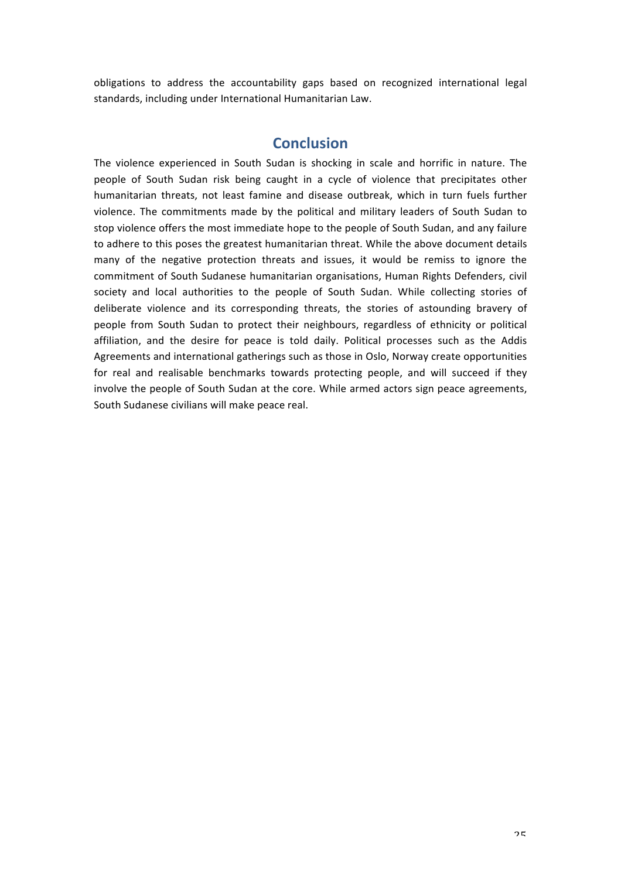obligations to address the accountability gaps based on recognized international legal standards, including under International Humanitarian Law.

## Conclusion

The violence experienced in South Sudan is shocking in scale and horrific in nature. The people of South Sudan risk being caught in a cycle of violence that precipitates other humanitarian threats, not least famine and disease outbreak, which in turn fuels further violence. The commitments made by the political and military leaders of South Sudan to stop violence offers the most immediate hope to the people of South Sudan, and any failure to adhere to this poses the greatest humanitarian threat. While the above document details many of the negative protection threats and issues, it would be remiss to ignore the commitment of South Sudanese humanitarian organisations, Human Rights Defenders, civil society and local authorities to the people of South Sudan. While collecting stories of deliberate violence and its corresponding threats, the stories of astounding bravery of people from South Sudan to protect their neighbours, regardless of ethnicity or political affiliation, and the desire for peace is told daily. Political processes such as the Addis Agreements and international gatherings such as those in Oslo, Norway create opportunities for real and realisable benchmarks towards protecting people, and will succeed if they involve the people of South Sudan at the core. While armed actors sign peace agreements, South Sudanese civilians will make peace real.